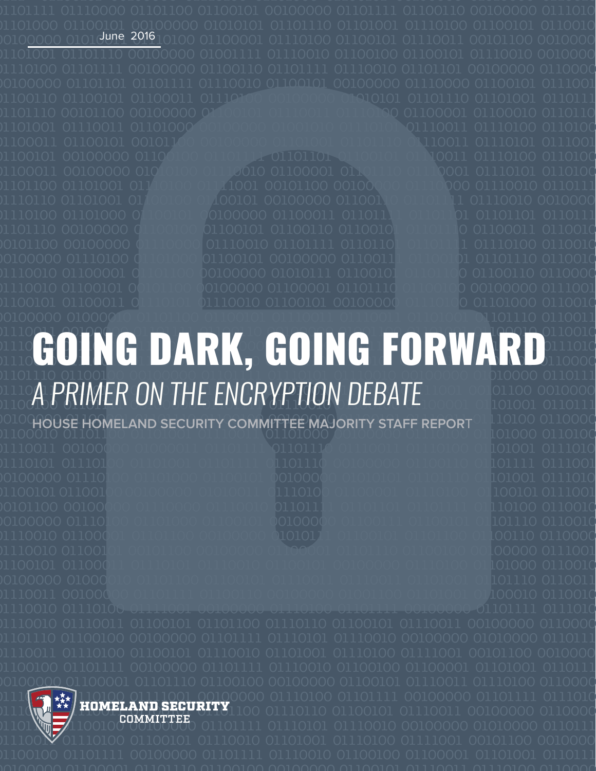June 2016

# GOING DARK, GOING FORWARD

## *A PRIMER ON THE ENCRYPTION DEBATE*

**HOUSE HOMELAND SECURITY COMMITTEE MAJORITY STAFF REPORT**

HOMELAND SECURITY COMMITTEE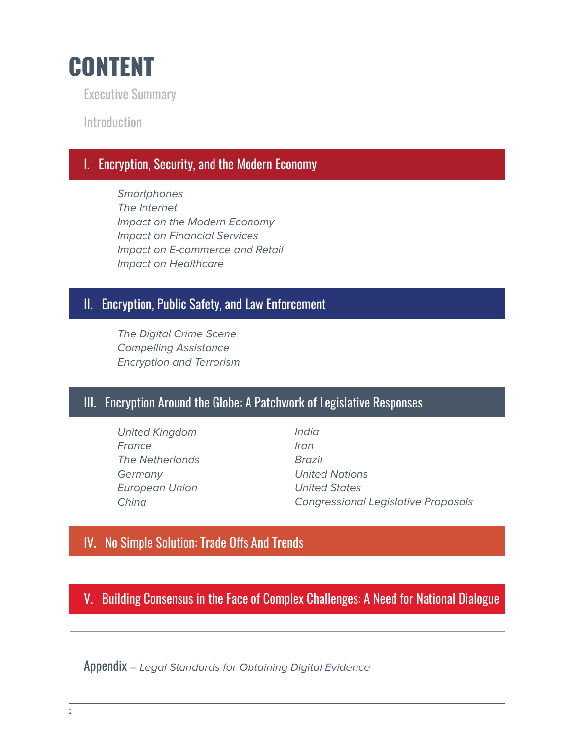# CONTENT

Executive Summary

Introduction

## I. Encryption, Security, and the Modern Economy

*Smartphones*
*The Internet*
*Impact on the Modern Economy*
*Impact on Financial Services*
*Impact on E-commerce and Retail*
*Impact on Healthcare*

## II. Encryption, Public Safety, and Law Enforcement

*The Digital Crime Scene*
*Compelling Assistance*
*Encryption and Terrorism*

## III. Encryption Around the Globe: A Patchwork of Legislative Responses

*United Kingdom*
*France*
*The Netherlands*
*Germany*
*European Union*
*China*
*India*
*Iran*
*Brazil*
*United Nations*
*United States*
*Congressional Legislative Proposals*

## IV. No Simple Solution: Trade Offs And Trends

## V. Building Consensus in the Face of Complex Challenges: A Need for National Dialogue

Appendix – *Legal Standards for Obtaining Digital Evidence*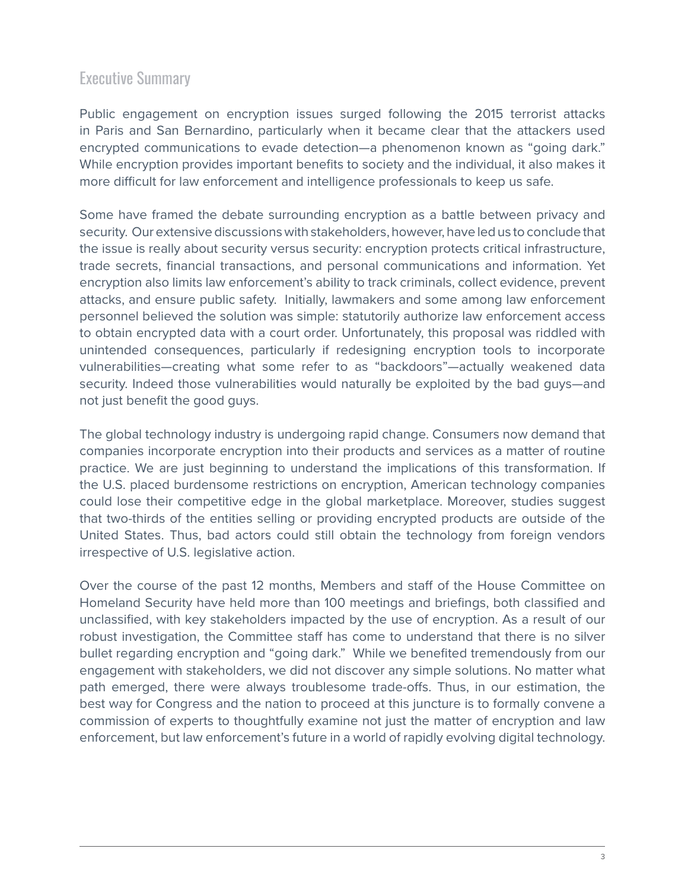## Executive Summary

Public engagement on encryption issues surged following the 2015 terrorist attacks in Paris and San Bernardino, particularly when it became clear that the attackers used encrypted communications to evade detection—a phenomenon known as "going dark." While encryption provides important benefits to society and the individual, it also makes it more difficult for law enforcement and intelligence professionals to keep us safe.

Some have framed the debate surrounding encryption as a battle between privacy and security. Our extensive discussions with stakeholders, however, have led us to conclude that the issue is really about security versus security: encryption protects critical infrastructure, trade secrets, financial transactions, and personal communications and information. Yet encryption also limits law enforcement's ability to track criminals, collect evidence, prevent attacks, and ensure public safety. Initially, lawmakers and some among law enforcement personnel believed the solution was simple: statutorily authorize law enforcement access to obtain encrypted data with a court order. Unfortunately, this proposal was riddled with unintended consequences, particularly if redesigning encryption tools to incorporate vulnerabilities—creating what some refer to as "backdoors"—actually weakened data security. Indeed those vulnerabilities would naturally be exploited by the bad guys—and not just benefit the good guys.

The global technology industry is undergoing rapid change. Consumers now demand that companies incorporate encryption into their products and services as a matter of routine practice. We are just beginning to understand the implications of this transformation. If the U.S. placed burdensome restrictions on encryption, American technology companies could lose their competitive edge in the global marketplace. Moreover, studies suggest that two-thirds of the entities selling or providing encrypted products are outside of the United States. Thus, bad actors could still obtain the technology from foreign vendors irrespective of U.S. legislative action.

Over the course of the past 12 months, Members and staff of the House Committee on Homeland Security have held more than 100 meetings and briefings, both classified and unclassified, with key stakeholders impacted by the use of encryption. As a result of our robust investigation, the Committee staff has come to understand that there is no silver bullet regarding encryption and "going dark." While we benefited tremendously from our engagement with stakeholders, we did not discover any simple solutions. No matter what path emerged, there were always troublesome trade-offs. Thus, in our estimation, the best way for Congress and the nation to proceed at this juncture is to formally convene a commission of experts to thoughtfully examine not just the matter of encryption and law enforcement, but law enforcement's future in a world of rapidly evolving digital technology.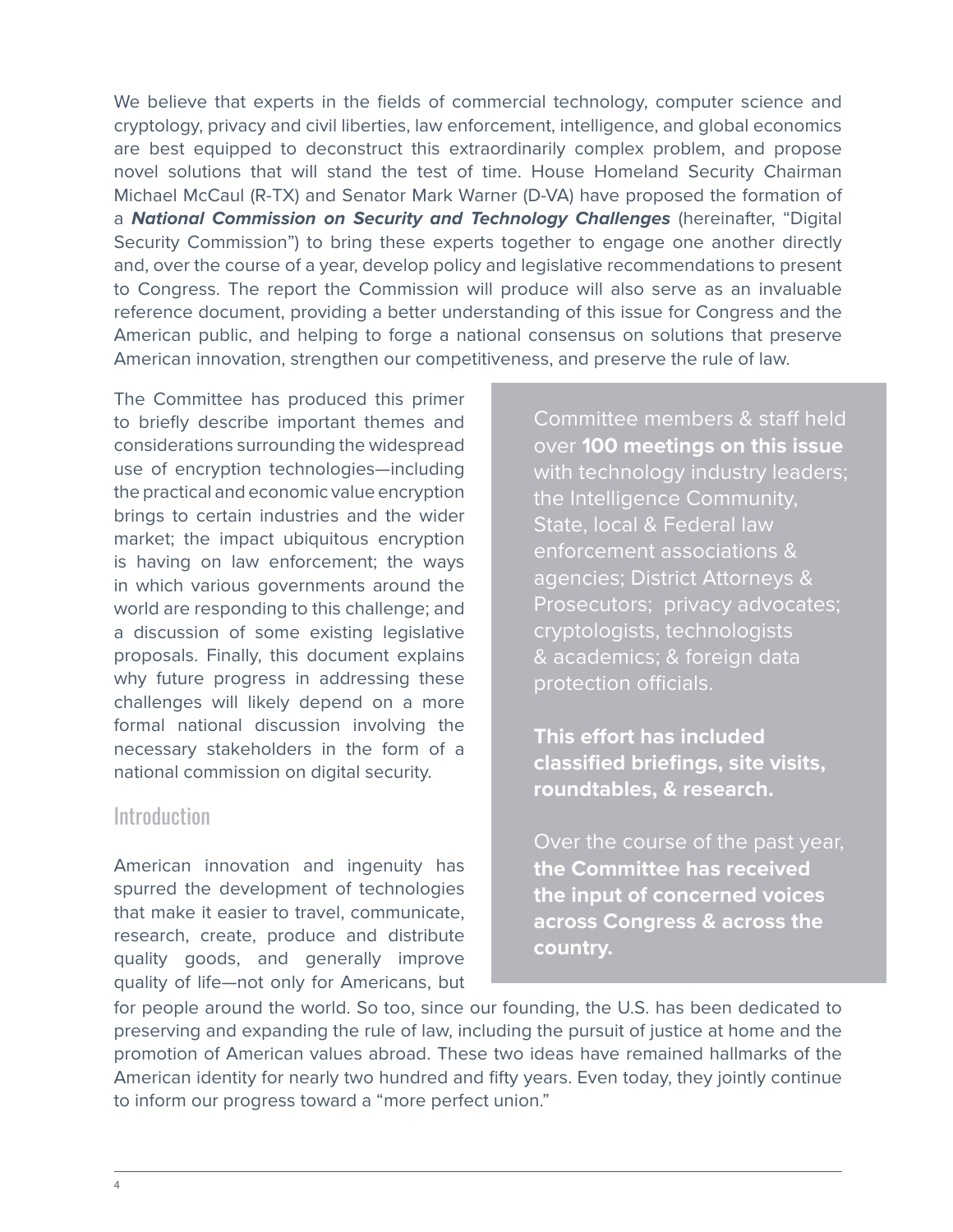We believe that experts in the fields of commercial technology, computer science and cryptology, privacy and civil liberties, law enforcement, intelligence, and global economics are best equipped to deconstruct this extraordinarily complex problem, and propose novel solutions that will stand the test of time. House Homeland Security Chairman Michael McCaul (R-TX) and Senator Mark Warner (D-VA) have proposed the formation of a ***National Commission on Security and Technology Challenges*** (hereinafter, "Digital Security Commission") to bring these experts together to engage one another directly and, over the course of a year, develop policy and legislative recommendations to present to Congress. The report the Commission will produce will also serve as an invaluable reference document, providing a better understanding of this issue for Congress and the American public, and helping to forge a national consensus on solutions that preserve American innovation, strengthen our competitiveness, and preserve the rule of law.

The Committee has produced this primer to briefly describe important themes and considerations surrounding the widespread use of encryption technologies—including the practical and economic value encryption brings to certain industries and the wider market; the impact ubiquitous encryption is having on law enforcement; the ways in which various governments around the world are responding to this challenge; and a discussion of some existing legislative proposals. Finally, this document explains why future progress in addressing these challenges will likely depend on a more formal national discussion involving the necessary stakeholders in the form of a national commission on digital security.

> Committee members & staff held over **100 meetings on this issue** with technology industry leaders; the Intelligence Community, State, local & Federal law enforcement associations & agencies; District Attorneys & Prosecutors; privacy advocates; cryptologists, technologists & academics; & foreign data protection officials.
>
> **This effort has included classified briefings, site visits, roundtables, & research.**
>
> Over the course of the past year, **the Committee has received the input of concerned voices across Congress & across the country.**

## Introduction

American innovation and ingenuity has spurred the development of technologies that make it easier to travel, communicate, research, create, produce and distribute quality goods, and generally improve quality of life—not only for Americans, but for people around the world. So too, since our founding, the U.S. has been dedicated to preserving and expanding the rule of law, including the pursuit of justice at home and the promotion of American values abroad. These two ideas have remained hallmarks of the American identity for nearly two hundred and fifty years. Even today, they jointly continue to inform our progress toward a "more perfect union."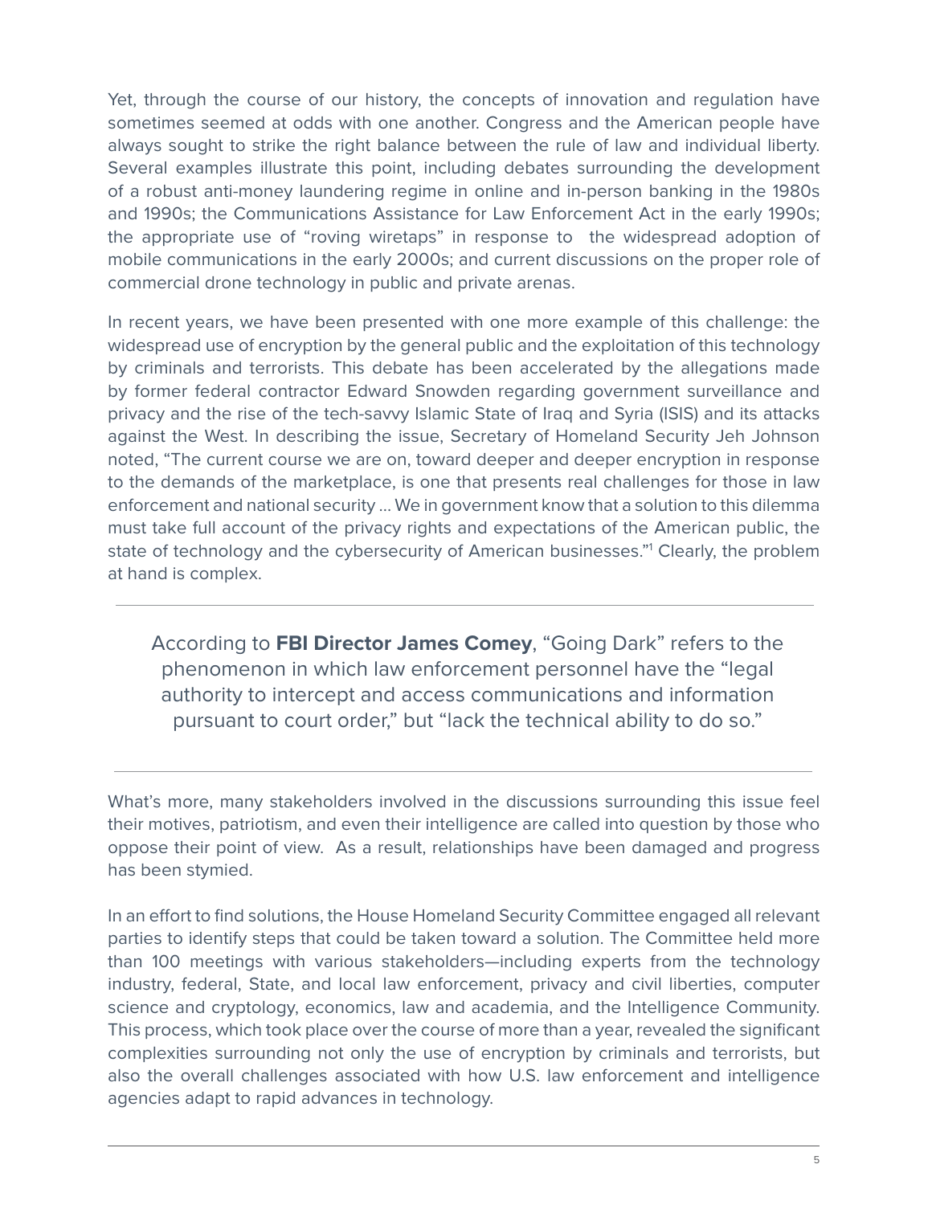Yet, through the course of our history, the concepts of innovation and regulation have sometimes seemed at odds with one another. Congress and the American people have always sought to strike the right balance between the rule of law and individual liberty. Several examples illustrate this point, including debates surrounding the development of a robust anti-money laundering regime in online and in-person banking in the 1980s and 1990s; the Communications Assistance for Law Enforcement Act in the early 1990s; the appropriate use of "roving wiretaps" in response to the widespread adoption of mobile communications in the early 2000s; and current discussions on the proper role of commercial drone technology in public and private arenas.

In recent years, we have been presented with one more example of this challenge: the widespread use of encryption by the general public and the exploitation of this technology by criminals and terrorists. This debate has been accelerated by the allegations made by former federal contractor Edward Snowden regarding government surveillance and privacy and the rise of the tech-savvy Islamic State of Iraq and Syria (ISIS) and its attacks against the West. In describing the issue, Secretary of Homeland Security Jeh Johnson noted, "The current course we are on, toward deeper and deeper encryption in response to the demands of the marketplace, is one that presents real challenges for those in law enforcement and national security … We in government know that a solution to this dilemma must take full account of the privacy rights and expectations of the American public, the state of technology and the cybersecurity of American businesses."[1] Clearly, the problem at hand is complex.

---

According to **FBI Director James Comey**, "Going Dark" refers to the phenomenon in which law enforcement personnel have the "legal authority to intercept and access communications and information pursuant to court order," but "lack the technical ability to do so."

---

What's more, many stakeholders involved in the discussions surrounding this issue feel their motives, patriotism, and even their intelligence are called into question by those who oppose their point of view. As a result, relationships have been damaged and progress has been stymied.

In an effort to find solutions, the House Homeland Security Committee engaged all relevant parties to identify steps that could be taken toward a solution. The Committee held more than 100 meetings with various stakeholders—including experts from the technology industry, federal, State, and local law enforcement, privacy and civil liberties, computer science and cryptology, economics, law and academia, and the Intelligence Community. This process, which took place over the course of more than a year, revealed the significant complexities surrounding not only the use of encryption by criminals and terrorists, but also the overall challenges associated with how U.S. law enforcement and intelligence agencies adapt to rapid advances in technology.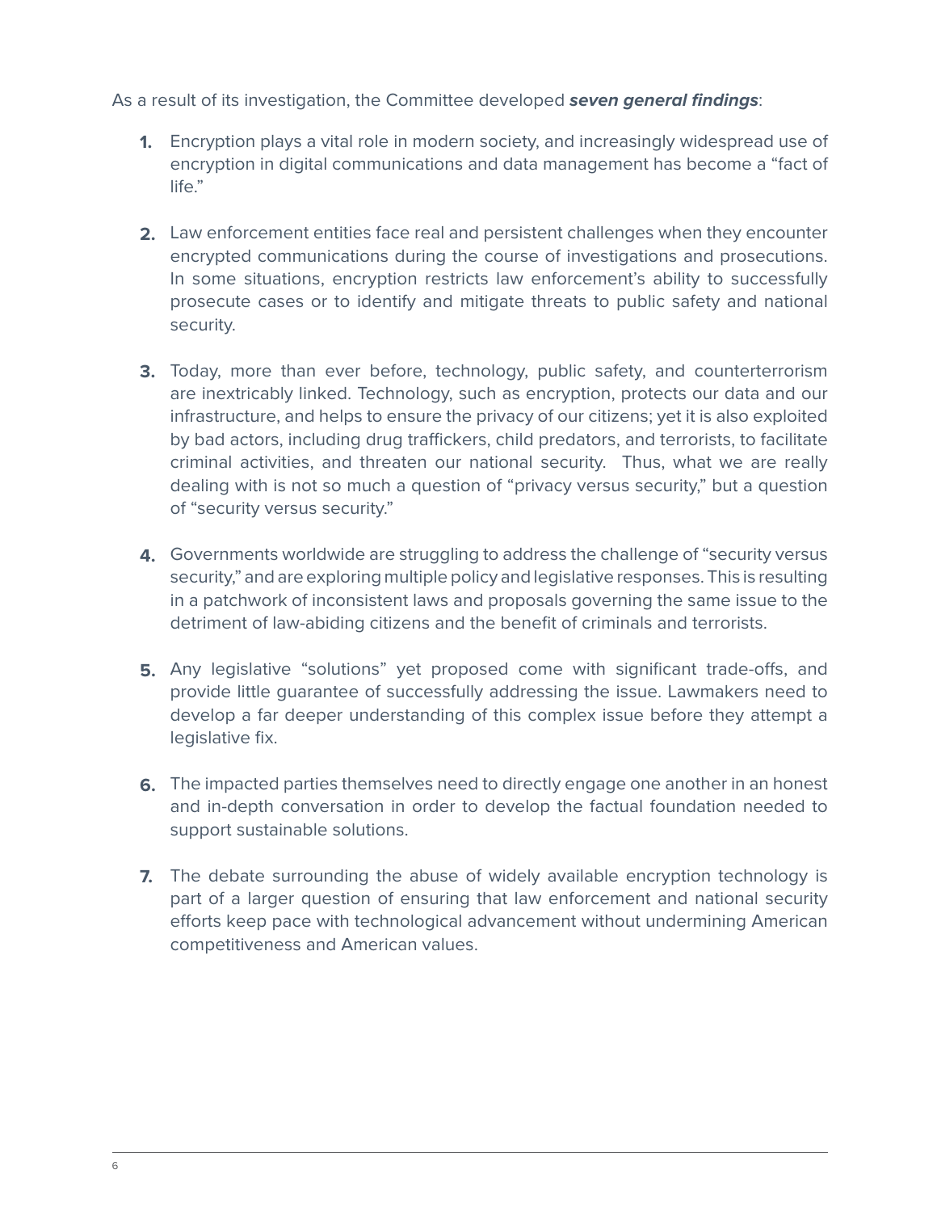As a result of its investigation, the Committee developed ***seven general findings***:

1. Encryption plays a vital role in modern society, and increasingly widespread use of encryption in digital communications and data management has become a "fact of life."

2. Law enforcement entities face real and persistent challenges when they encounter encrypted communications during the course of investigations and prosecutions. In some situations, encryption restricts law enforcement's ability to successfully prosecute cases or to identify and mitigate threats to public safety and national security.

3. Today, more than ever before, technology, public safety, and counterterrorism are inextricably linked. Technology, such as encryption, protects our data and our infrastructure, and helps to ensure the privacy of our citizens; yet it is also exploited by bad actors, including drug traffickers, child predators, and terrorists, to facilitate criminal activities, and threaten our national security. Thus, what we are really dealing with is not so much a question of "privacy versus security," but a question of "security versus security."

4. Governments worldwide are struggling to address the challenge of "security versus security," and are exploring multiple policy and legislative responses. This is resulting in a patchwork of inconsistent laws and proposals governing the same issue to the detriment of law-abiding citizens and the benefit of criminals and terrorists.

5. Any legislative "solutions" yet proposed come with significant trade-offs, and provide little guarantee of successfully addressing the issue. Lawmakers need to develop a far deeper understanding of this complex issue before they attempt a legislative fix.

6. The impacted parties themselves need to directly engage one another in an honest and in-depth conversation in order to develop the factual foundation needed to support sustainable solutions.

7. The debate surrounding the abuse of widely available encryption technology is part of a larger question of ensuring that law enforcement and national security efforts keep pace with technological advancement without undermining American competitiveness and American values.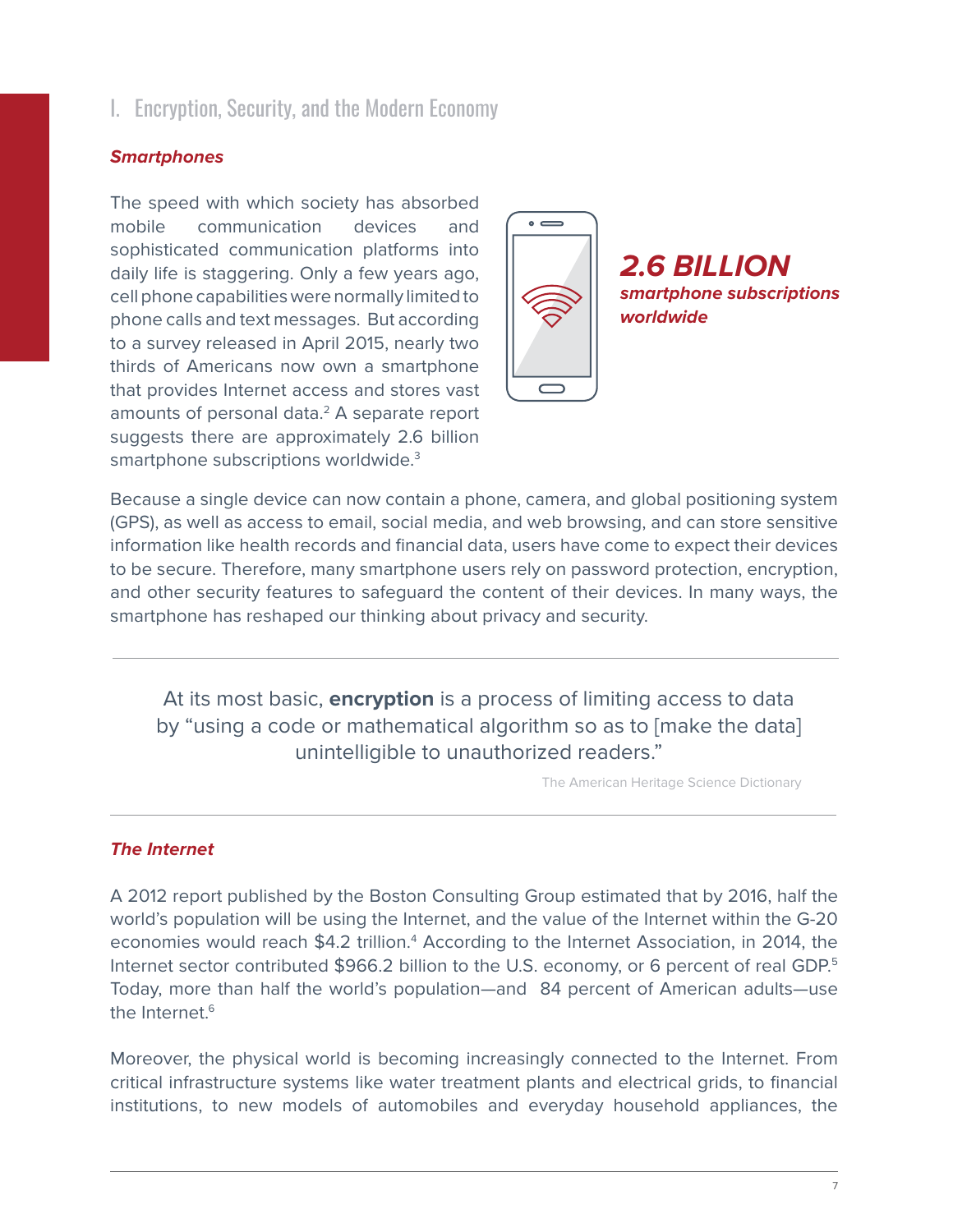# I. Encryption, Security, and the Modern Economy

### *Smartphones*

The speed with which society has absorbed mobile communication devices and sophisticated communication platforms into daily life is staggering. Only a few years ago, cell phone capabilities were normally limited to phone calls and text messages. But according to a survey released in April 2015, nearly two thirds of Americans now own a smartphone that provides Internet access and stores vast amounts of personal data.[2] A separate report suggests there are approximately 2.6 billion smartphone subscriptions worldwide.[3]

***2.6 BILLION***
***smartphone subscriptions worldwide***

Because a single device can now contain a phone, camera, and global positioning system (GPS), as well as access to email, social media, and web browsing, and can store sensitive information like health records and financial data, users have come to expect their devices to be secure. Therefore, many smartphone users rely on password protection, encryption, and other security features to safeguard the content of their devices. In many ways, the smartphone has reshaped our thinking about privacy and security.

---

> At its most basic, **encryption** is a process of limiting access to data by "using a code or mathematical algorithm so as to [make the data] unintelligible to unauthorized readers."
>
> The American Heritage Science Dictionary

---

### *The Internet*

A 2012 report published by the Boston Consulting Group estimated that by 2016, half the world's population will be using the Internet, and the value of the Internet within the G-20 economies would reach $4.2 trillion.[4] According to the Internet Association, in 2014, the Internet sector contributed $966.2 billion to the U.S. economy, or 6 percent of real GDP.[5] Today, more than half the world's population—and 84 percent of American adults—use the Internet.[6]

Moreover, the physical world is becoming increasingly connected to the Internet. From critical infrastructure systems like water treatment plants and electrical grids, to financial institutions, to new models of automobiles and everyday household appliances, the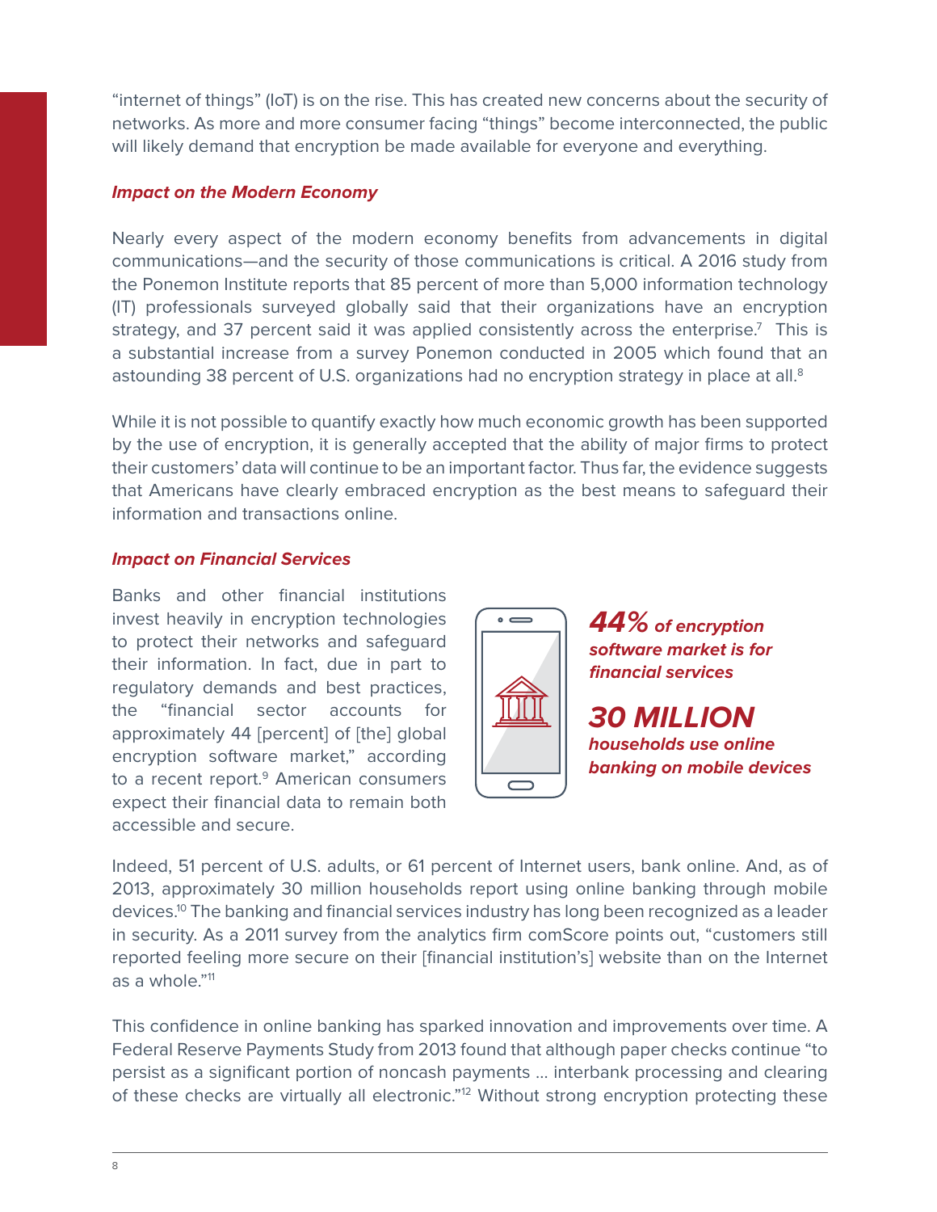"internet of things" (IoT) is on the rise. This has created new concerns about the security of networks. As more and more consumer facing "things" become interconnected, the public will likely demand that encryption be made available for everyone and everything.

### *Impact on the Modern Economy*

Nearly every aspect of the modern economy benefits from advancements in digital communications—and the security of those communications is critical. A 2016 study from the Ponemon Institute reports that 85 percent of more than 5,000 information technology (IT) professionals surveyed globally said that their organizations have an encryption strategy, and 37 percent said it was applied consistently across the enterprise.[7] This is a substantial increase from a survey Ponemon conducted in 2005 which found that an astounding 38 percent of U.S. organizations had no encryption strategy in place at all.[8]

While it is not possible to quantify exactly how much economic growth has been supported by the use of encryption, it is generally accepted that the ability of major firms to protect their customers' data will continue to be an important factor. Thus far, the evidence suggests that Americans have clearly embraced encryption as the best means to safeguard their information and transactions online.

### *Impact on Financial Services*

Banks and other financial institutions invest heavily in encryption technologies to protect their networks and safeguard their information. In fact, due in part to regulatory demands and best practices, the "financial sector accounts for approximately 44 [percent] of [the] global encryption software market," according to a recent report.[9] American consumers expect their financial data to remain both accessible and secure.

***44%** of encryption software market is for financial services*

***30 MILLION** households use online banking on mobile devices*

Indeed, 51 percent of U.S. adults, or 61 percent of Internet users, bank online. And, as of 2013, approximately 30 million households report using online banking through mobile devices.[10] The banking and financial services industry has long been recognized as a leader in security. As a 2011 survey from the analytics firm comScore points out, "customers still reported feeling more secure on their [financial institution's] website than on the Internet as a whole."[11]

This confidence in online banking has sparked innovation and improvements over time. A Federal Reserve Payments Study from 2013 found that although paper checks continue "to persist as a significant portion of noncash payments ... interbank processing and clearing of these checks are virtually all electronic."[12] Without strong encryption protecting these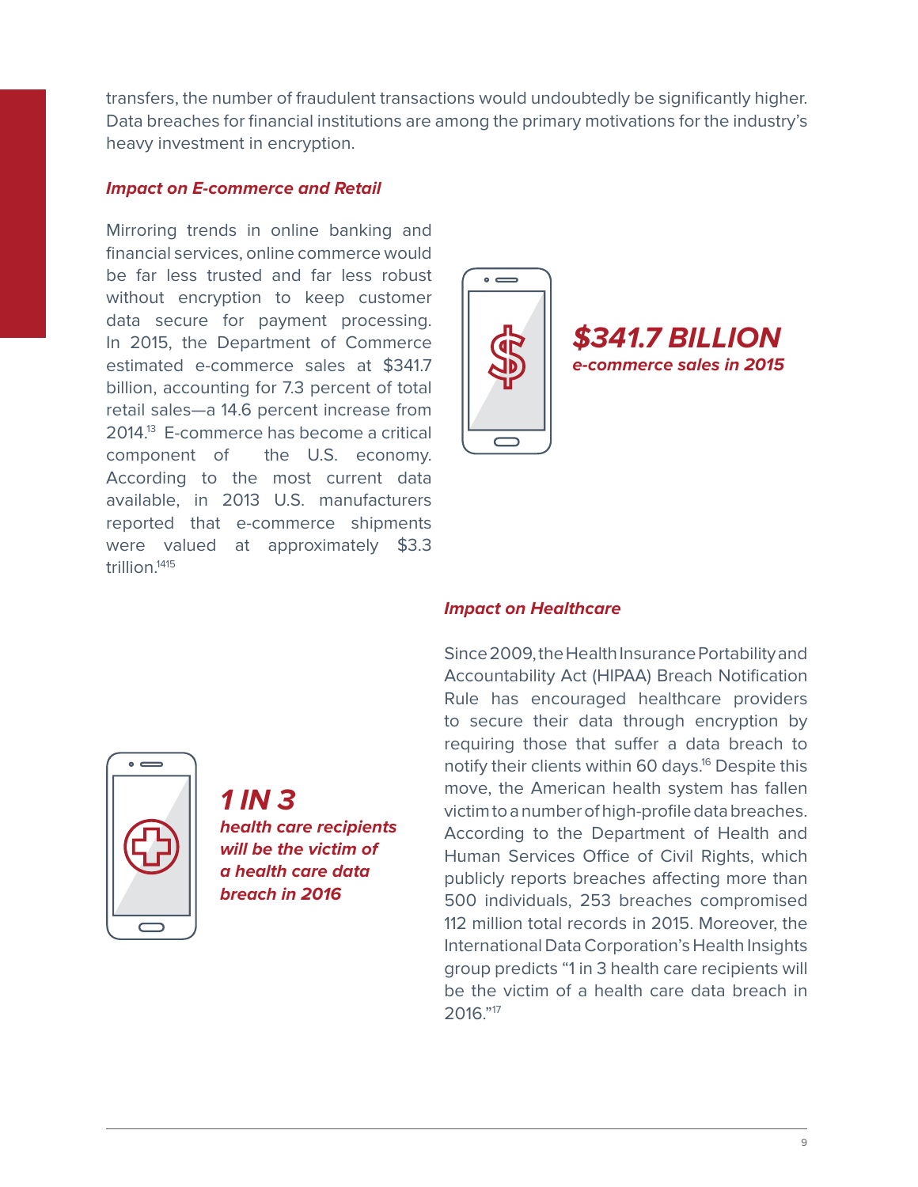transfers, the number of fraudulent transactions would undoubtedly be significantly higher. Data breaches for financial institutions are among the primary motivations for the industry's heavy investment in encryption.

### *Impact on E-commerce and Retail*

Mirroring trends in online banking and financial services, online commerce would be far less trusted and far less robust without encryption to keep customer data secure for payment processing. In 2015, the Department of Commerce estimated e-commerce sales at $341.7 billion, accounting for 7.3 percent of total retail sales—a 14.6 percent increase from 2014.[13] E-commerce has become a critical component of the U.S. economy. According to the most current data available, in 2013 U.S. manufacturers reported that e-commerce shipments were valued at approximately $3.3 trillion.[14][15]

***$341.7 BILLION***
***e-commerce sales in 2015***

### *Impact on Healthcare*

Since 2009, the Health Insurance Portability and Accountability Act (HIPAA) Breach Notification Rule has encouraged healthcare providers to secure their data through encryption by requiring those that suffer a data breach to notify their clients within 60 days.[16] Despite this move, the American health system has fallen victim to a number of high-profile data breaches. According to the Department of Health and Human Services Office of Civil Rights, which publicly reports breaches affecting more than 500 individuals, 253 breaches compromised 112 million total records in 2015. Moreover, the International Data Corporation's Health Insights group predicts "1 in 3 health care recipients will be the victim of a health care data breach in 2016."[17]

***1 IN 3***
***health care recipients will be the victim of a health care data breach in 2016***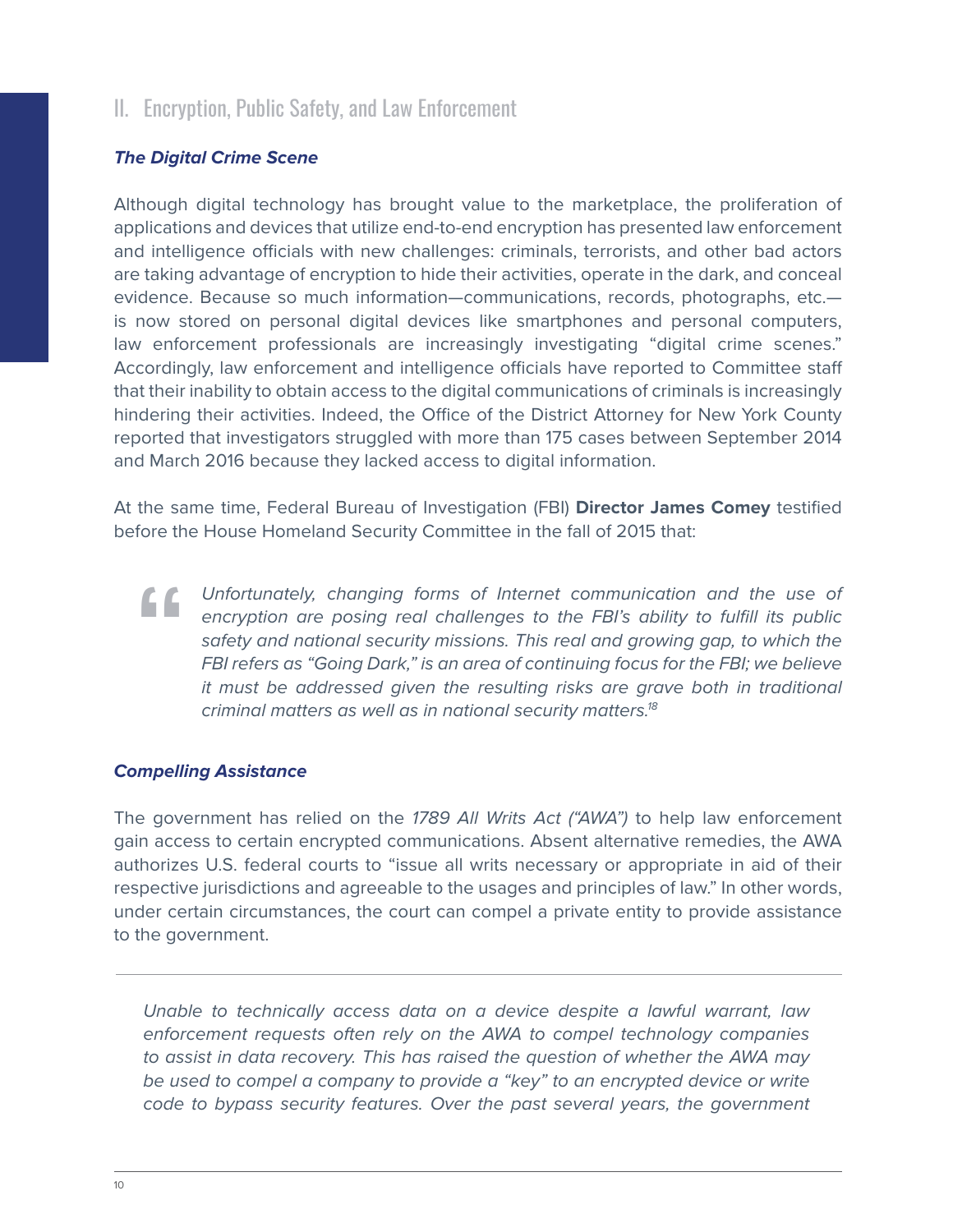## II. Encryption, Public Safety, and Law Enforcement

### *The Digital Crime Scene*

Although digital technology has brought value to the marketplace, the proliferation of applications and devices that utilize end-to-end encryption has presented law enforcement and intelligence officials with new challenges: criminals, terrorists, and other bad actors are taking advantage of encryption to hide their activities, operate in the dark, and conceal evidence. Because so much information—communications, records, photographs, etc.—is now stored on personal digital devices like smartphones and personal computers, law enforcement professionals are increasingly investigating "digital crime scenes." Accordingly, law enforcement and intelligence officials have reported to Committee staff that their inability to obtain access to the digital communications of criminals is increasingly hindering their activities. Indeed, the Office of the District Attorney for New York County reported that investigators struggled with more than 175 cases between September 2014 and March 2016 because they lacked access to digital information.

At the same time, Federal Bureau of Investigation (FBI) **Director James Comey** testified before the House Homeland Security Committee in the fall of 2015 that:

> *Unfortunately, changing forms of Internet communication and the use of encryption are posing real challenges to the FBI's ability to fulfill its public safety and national security missions. This real and growing gap, to which the FBI refers as "Going Dark," is an area of continuing focus for the FBI; we believe it must be addressed given the resulting risks are grave both in traditional criminal matters as well as in national security matters.*[18]

### *Compelling Assistance*

The government has relied on the *1789 All Writs Act ("AWA")* to help law enforcement gain access to certain encrypted communications. Absent alternative remedies, the AWA authorizes U.S. federal courts to "issue all writs necessary or appropriate in aid of their respective jurisdictions and agreeable to the usages and principles of law." In other words, under certain circumstances, the court can compel a private entity to provide assistance to the government.

---

*Unable to technically access data on a device despite a lawful warrant, law enforcement requests often rely on the AWA to compel technology companies to assist in data recovery. This has raised the question of whether the AWA may be used to compel a company to provide a "key" to an encrypted device or write code to bypass security features. Over the past several years, the government*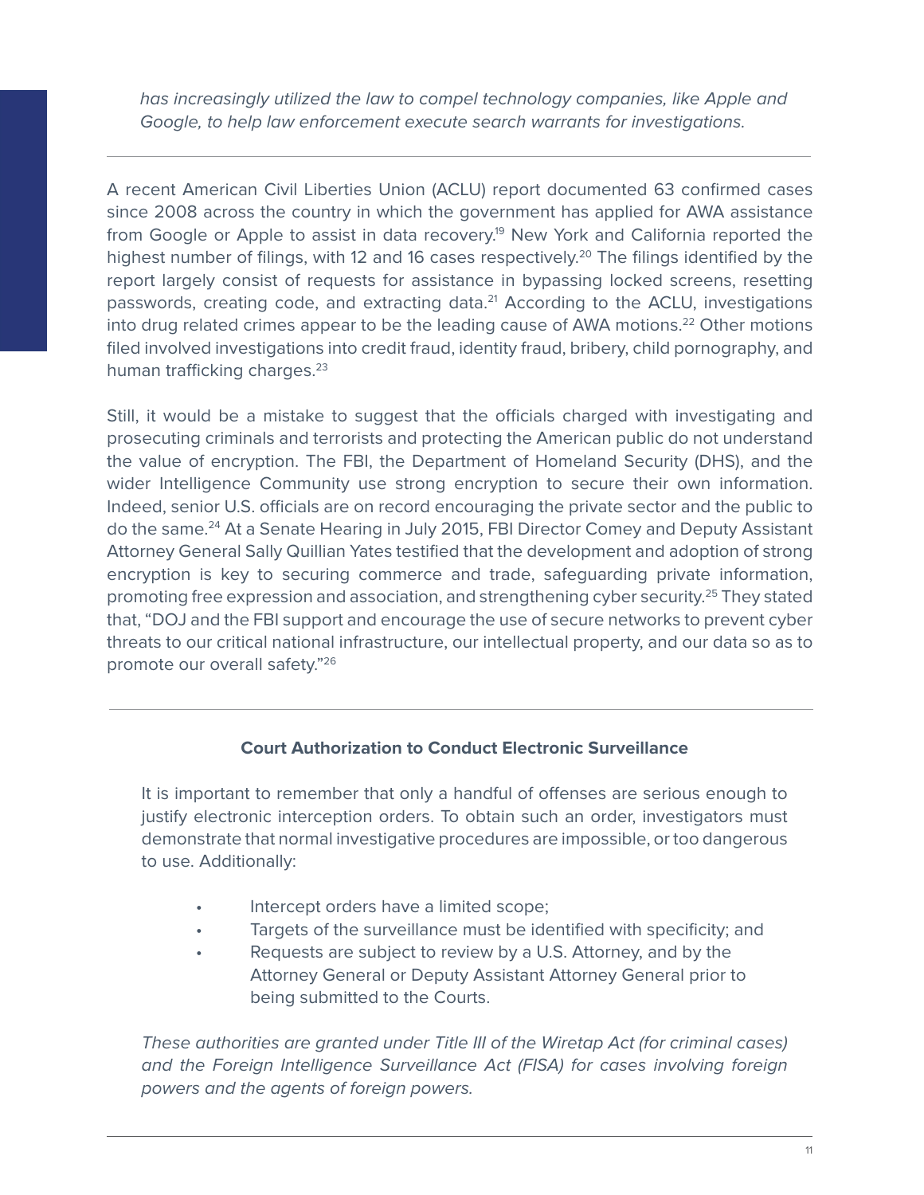*has increasingly utilized the law to compel technology companies, like Apple and Google, to help law enforcement execute search warrants for investigations.*

---

A recent American Civil Liberties Union (ACLU) report documented 63 confirmed cases since 2008 across the country in which the government has applied for AWA assistance from Google or Apple to assist in data recovery.[19] New York and California reported the highest number of filings, with 12 and 16 cases respectively.[20] The filings identified by the report largely consist of requests for assistance in bypassing locked screens, resetting passwords, creating code, and extracting data.[21] According to the ACLU, investigations into drug related crimes appear to be the leading cause of AWA motions.[22] Other motions filed involved investigations into credit fraud, identity fraud, bribery, child pornography, and human trafficking charges.[23]

Still, it would be a mistake to suggest that the officials charged with investigating and prosecuting criminals and terrorists and protecting the American public do not understand the value of encryption. The FBI, the Department of Homeland Security (DHS), and the wider Intelligence Community use strong encryption to secure their own information. Indeed, senior U.S. officials are on record encouraging the private sector and the public to do the same.[24] At a Senate Hearing in July 2015, FBI Director Comey and Deputy Assistant Attorney General Sally Quillian Yates testified that the development and adoption of strong encryption is key to securing commerce and trade, safeguarding private information, promoting free expression and association, and strengthening cyber security.[25] They stated that, "DOJ and the FBI support and encourage the use of secure networks to prevent cyber threats to our critical national infrastructure, our intellectual property, and our data so as to promote our overall safety."[26]

---

**Court Authorization to Conduct Electronic Surveillance**

It is important to remember that only a handful of offenses are serious enough to justify electronic interception orders. To obtain such an order, investigators must demonstrate that normal investigative procedures are impossible, or too dangerous to use. Additionally:

- Intercept orders have a limited scope;
- Targets of the surveillance must be identified with specificity; and
- Requests are subject to review by a U.S. Attorney, and by the Attorney General or Deputy Assistant Attorney General prior to being submitted to the Courts.

*These authorities are granted under Title III of the Wiretap Act (for criminal cases) and the Foreign Intelligence Surveillance Act (FISA) for cases involving foreign powers and the agents of foreign powers.*

---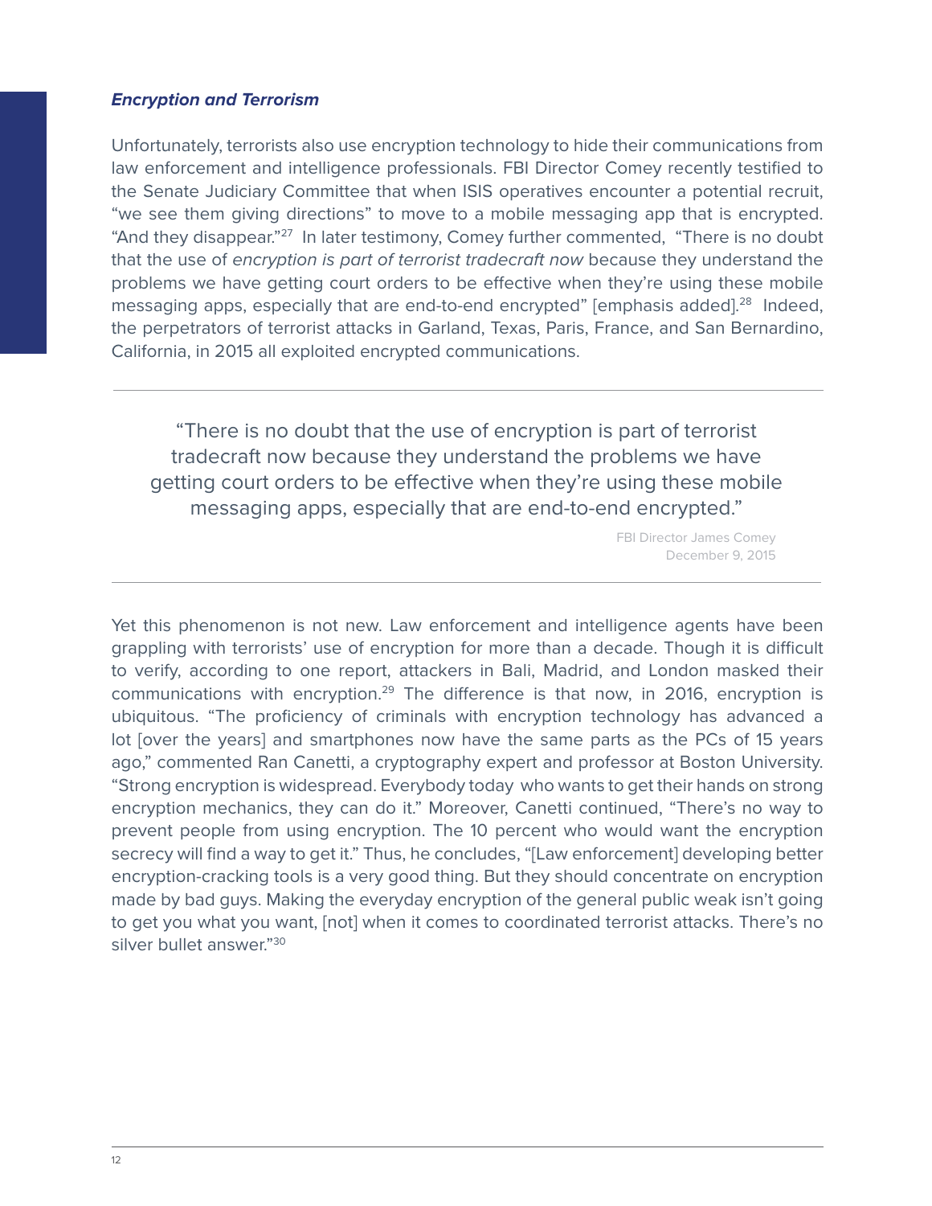### ***Encryption and Terrorism***

Unfortunately, terrorists also use encryption technology to hide their communications from law enforcement and intelligence professionals. FBI Director Comey recently testified to the Senate Judiciary Committee that when ISIS operatives encounter a potential recruit, "we see them giving directions" to move to a mobile messaging app that is encrypted. "And they disappear."[27] In later testimony, Comey further commented, "There is no doubt that the use of *encryption is part of terrorist tradecraft now* because they understand the problems we have getting court orders to be effective when they're using these mobile messaging apps, especially that are end-to-end encrypted" [emphasis added].[28] Indeed, the perpetrators of terrorist attacks in Garland, Texas, Paris, France, and San Bernardino, California, in 2015 all exploited encrypted communications.

---

> "There is no doubt that the use of encryption is part of terrorist tradecraft now because they understand the problems we have getting court orders to be effective when they're using these mobile messaging apps, especially that are end-to-end encrypted."
>
> FBI Director James Comey
> December 9, 2015

---

Yet this phenomenon is not new. Law enforcement and intelligence agents have been grappling with terrorists' use of encryption for more than a decade. Though it is difficult to verify, according to one report, attackers in Bali, Madrid, and London masked their communications with encryption.[29] The difference is that now, in 2016, encryption is ubiquitous. "The proficiency of criminals with encryption technology has advanced a lot [over the years] and smartphones now have the same parts as the PCs of 15 years ago," commented Ran Canetti, a cryptography expert and professor at Boston University. "Strong encryption is widespread. Everybody today who wants to get their hands on strong encryption mechanics, they can do it." Moreover, Canetti continued, "There's no way to prevent people from using encryption. The 10 percent who would want the encryption secrecy will find a way to get it." Thus, he concludes, "[Law enforcement] developing better encryption-cracking tools is a very good thing. But they should concentrate on encryption made by bad guys. Making the everyday encryption of the general public weak isn't going to get you what you want, [not] when it comes to coordinated terrorist attacks. There's no silver bullet answer."[30]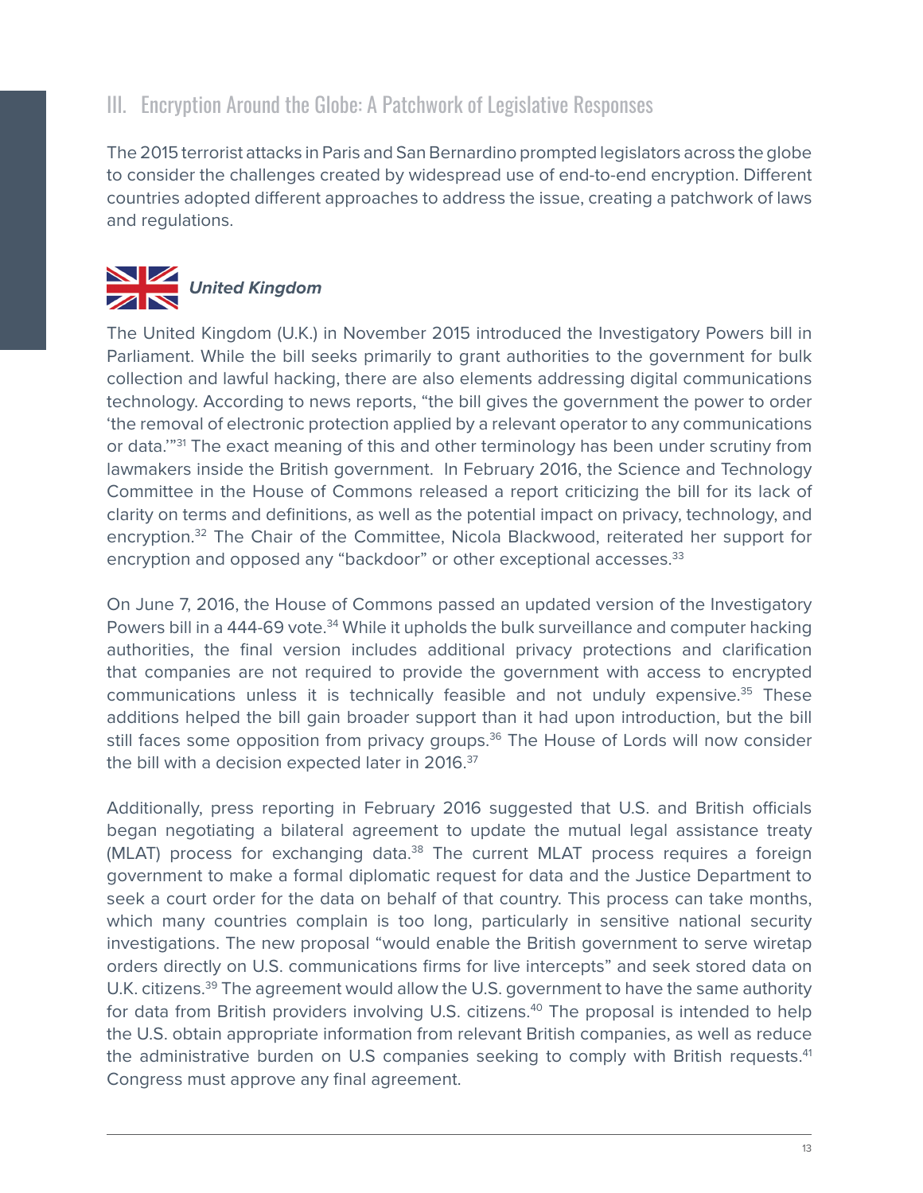## III. Encryption Around the Globe: A Patchwork of Legislative Responses

The 2015 terrorist attacks in Paris and San Bernardino prompted legislators across the globe to consider the challenges created by widespread use of end-to-end encryption. Different countries adopted different approaches to address the issue, creating a patchwork of laws and regulations.

### *United Kingdom*

The United Kingdom (U.K.) in November 2015 introduced the Investigatory Powers bill in Parliament. While the bill seeks primarily to grant authorities to the government for bulk collection and lawful hacking, there are also elements addressing digital communications technology. According to news reports, "the bill gives the government the power to order 'the removal of electronic protection applied by a relevant operator to any communications or data.'"[31] The exact meaning of this and other terminology has been under scrutiny from lawmakers inside the British government. In February 2016, the Science and Technology Committee in the House of Commons released a report criticizing the bill for its lack of clarity on terms and definitions, as well as the potential impact on privacy, technology, and encryption.[32] The Chair of the Committee, Nicola Blackwood, reiterated her support for encryption and opposed any "backdoor" or other exceptional accesses.[33]

On June 7, 2016, the House of Commons passed an updated version of the Investigatory Powers bill in a 444-69 vote.[34] While it upholds the bulk surveillance and computer hacking authorities, the final version includes additional privacy protections and clarification that companies are not required to provide the government with access to encrypted communications unless it is technically feasible and not unduly expensive.[35] These additions helped the bill gain broader support than it had upon introduction, but the bill still faces some opposition from privacy groups.[36] The House of Lords will now consider the bill with a decision expected later in 2016.[37]

Additionally, press reporting in February 2016 suggested that U.S. and British officials began negotiating a bilateral agreement to update the mutual legal assistance treaty (MLAT) process for exchanging data.[38] The current MLAT process requires a foreign government to make a formal diplomatic request for data and the Justice Department to seek a court order for the data on behalf of that country. This process can take months, which many countries complain is too long, particularly in sensitive national security investigations. The new proposal "would enable the British government to serve wiretap orders directly on U.S. communications firms for live intercepts" and seek stored data on U.K. citizens.[39] The agreement would allow the U.S. government to have the same authority for data from British providers involving U.S. citizens.[40] The proposal is intended to help the U.S. obtain appropriate information from relevant British companies, as well as reduce the administrative burden on U.S companies seeking to comply with British requests.[41] Congress must approve any final agreement.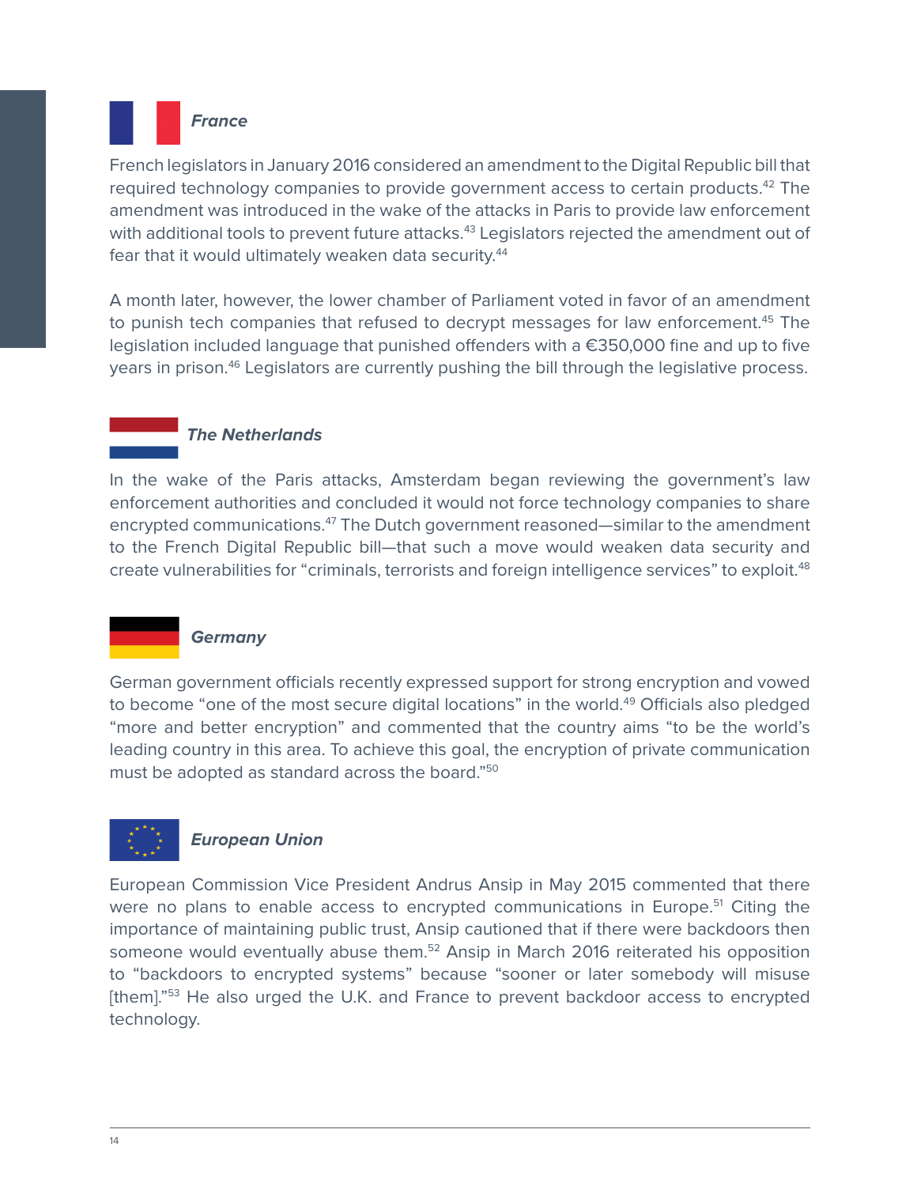### *France*

French legislators in January 2016 considered an amendment to the Digital Republic bill that required technology companies to provide government access to certain products.[42] The amendment was introduced in the wake of the attacks in Paris to provide law enforcement with additional tools to prevent future attacks.[43] Legislators rejected the amendment out of fear that it would ultimately weaken data security.[44]

A month later, however, the lower chamber of Parliament voted in favor of an amendment to punish tech companies that refused to decrypt messages for law enforcement.[45] The legislation included language that punished offenders with a €350,000 fine and up to five years in prison.[46] Legislators are currently pushing the bill through the legislative process.

### *The Netherlands*

In the wake of the Paris attacks, Amsterdam began reviewing the government's law enforcement authorities and concluded it would not force technology companies to share encrypted communications.[47] The Dutch government reasoned—similar to the amendment to the French Digital Republic bill—that such a move would weaken data security and create vulnerabilities for "criminals, terrorists and foreign intelligence services" to exploit.[48]

### *Germany*

German government officials recently expressed support for strong encryption and vowed to become "one of the most secure digital locations" in the world.[49] Officials also pledged "more and better encryption" and commented that the country aims "to be the world's leading country in this area. To achieve this goal, the encryption of private communication must be adopted as standard across the board."[50]

### *European Union*

European Commission Vice President Andrus Ansip in May 2015 commented that there were no plans to enable access to encrypted communications in Europe.[51] Citing the importance of maintaining public trust, Ansip cautioned that if there were backdoors then someone would eventually abuse them.[52] Ansip in March 2016 reiterated his opposition to "backdoors to encrypted systems" because "sooner or later somebody will misuse [them]."[53] He also urged the U.K. and France to prevent backdoor access to encrypted technology.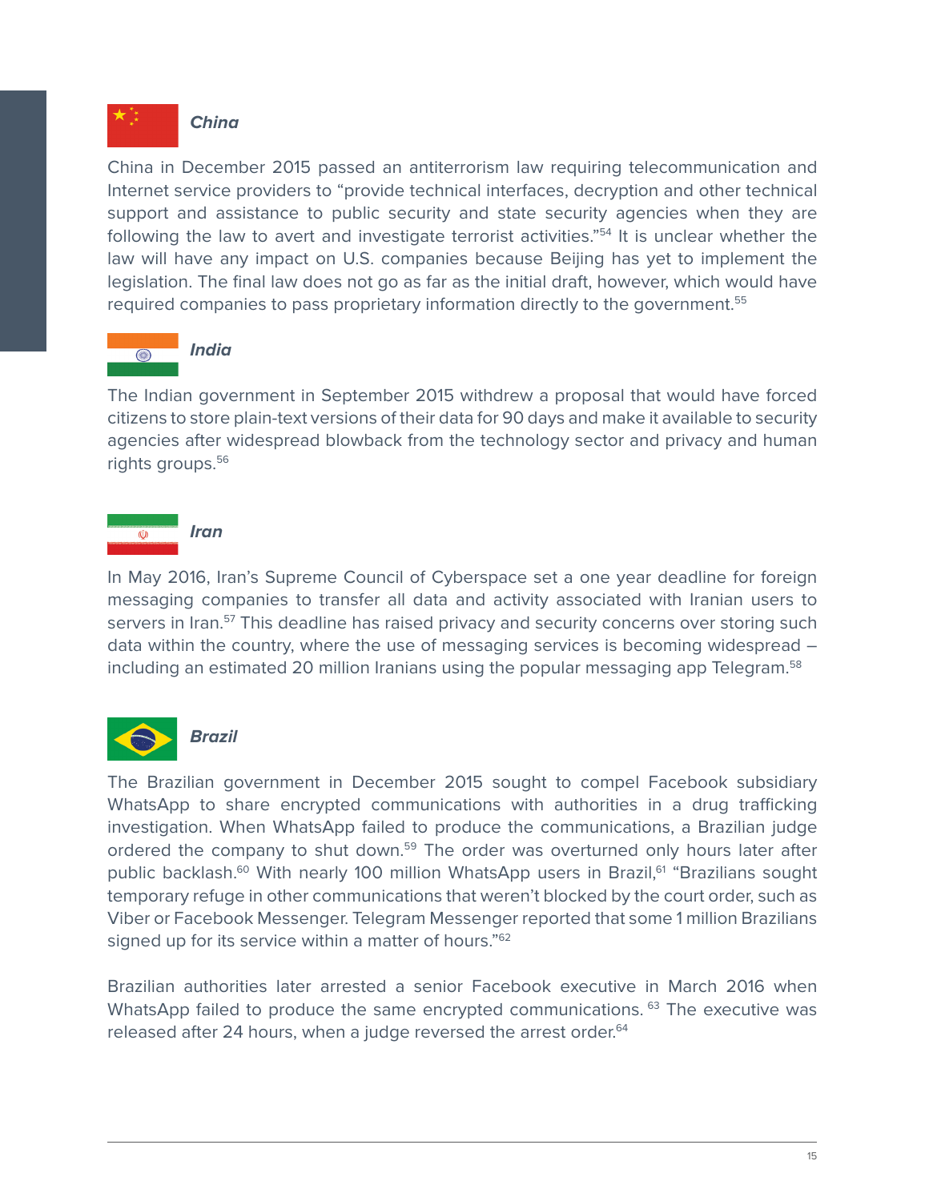### *China*

China in December 2015 passed an antiterrorism law requiring telecommunication and Internet service providers to "provide technical interfaces, decryption and other technical support and assistance to public security and state security agencies when they are following the law to avert and investigate terrorist activities."[54] It is unclear whether the law will have any impact on U.S. companies because Beijing has yet to implement the legislation. The final law does not go as far as the initial draft, however, which would have required companies to pass proprietary information directly to the government.[55]

### *India*

The Indian government in September 2015 withdrew a proposal that would have forced citizens to store plain-text versions of their data for 90 days and make it available to security agencies after widespread blowback from the technology sector and privacy and human rights groups.[56]

### *Iran*

In May 2016, Iran's Supreme Council of Cyberspace set a one year deadline for foreign messaging companies to transfer all data and activity associated with Iranian users to servers in Iran.[57] This deadline has raised privacy and security concerns over storing such data within the country, where the use of messaging services is becoming widespread – including an estimated 20 million Iranians using the popular messaging app Telegram.[58]

### *Brazil*

The Brazilian government in December 2015 sought to compel Facebook subsidiary WhatsApp to share encrypted communications with authorities in a drug trafficking investigation. When WhatsApp failed to produce the communications, a Brazilian judge ordered the company to shut down.[59] The order was overturned only hours later after public backlash.[60] With nearly 100 million WhatsApp users in Brazil,[61] "Brazilians sought temporary refuge in other communications that weren't blocked by the court order, such as Viber or Facebook Messenger. Telegram Messenger reported that some 1 million Brazilians signed up for its service within a matter of hours."[62]

Brazilian authorities later arrested a senior Facebook executive in March 2016 when WhatsApp failed to produce the same encrypted communications. [63] The executive was released after 24 hours, when a judge reversed the arrest order.[64]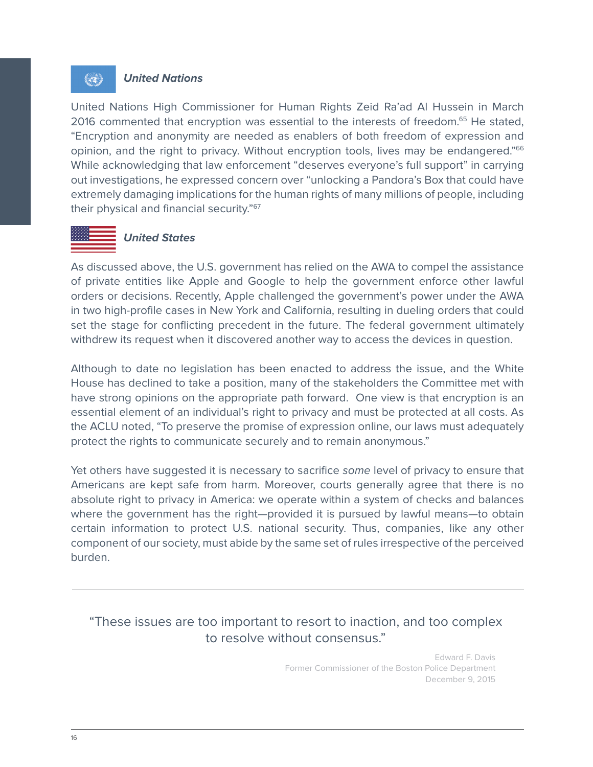### *United Nations*

United Nations High Commissioner for Human Rights Zeid Ra'ad Al Hussein in March 2016 commented that encryption was essential to the interests of freedom.[65] He stated, "Encryption and anonymity are needed as enablers of both freedom of expression and opinion, and the right to privacy. Without encryption tools, lives may be endangered."[66] While acknowledging that law enforcement "deserves everyone's full support" in carrying out investigations, he expressed concern over "unlocking a Pandora's Box that could have extremely damaging implications for the human rights of many millions of people, including their physical and financial security."[67]

### *United States*

As discussed above, the U.S. government has relied on the AWA to compel the assistance of private entities like Apple and Google to help the government enforce other lawful orders or decisions. Recently, Apple challenged the government's power under the AWA in two high-profile cases in New York and California, resulting in dueling orders that could set the stage for conflicting precedent in the future. The federal government ultimately withdrew its request when it discovered another way to access the devices in question.

Although to date no legislation has been enacted to address the issue, and the White House has declined to take a position, many of the stakeholders the Committee met with have strong opinions on the appropriate path forward. One view is that encryption is an essential element of an individual's right to privacy and must be protected at all costs. As the ACLU noted, "To preserve the promise of expression online, our laws must adequately protect the rights to communicate securely and to remain anonymous."

Yet others have suggested it is necessary to sacrifice *some* level of privacy to ensure that Americans are kept safe from harm. Moreover, courts generally agree that there is no absolute right to privacy in America: we operate within a system of checks and balances where the government has the right—provided it is pursued by lawful means—to obtain certain information to protect U.S. national security. Thus, companies, like any other component of our society, must abide by the same set of rules irrespective of the perceived burden.

---

> "These issues are too important to resort to inaction, and too complex to resolve without consensus."
>
> Edward F. Davis
> Former Commissioner of the Boston Police Department
> December 9, 2015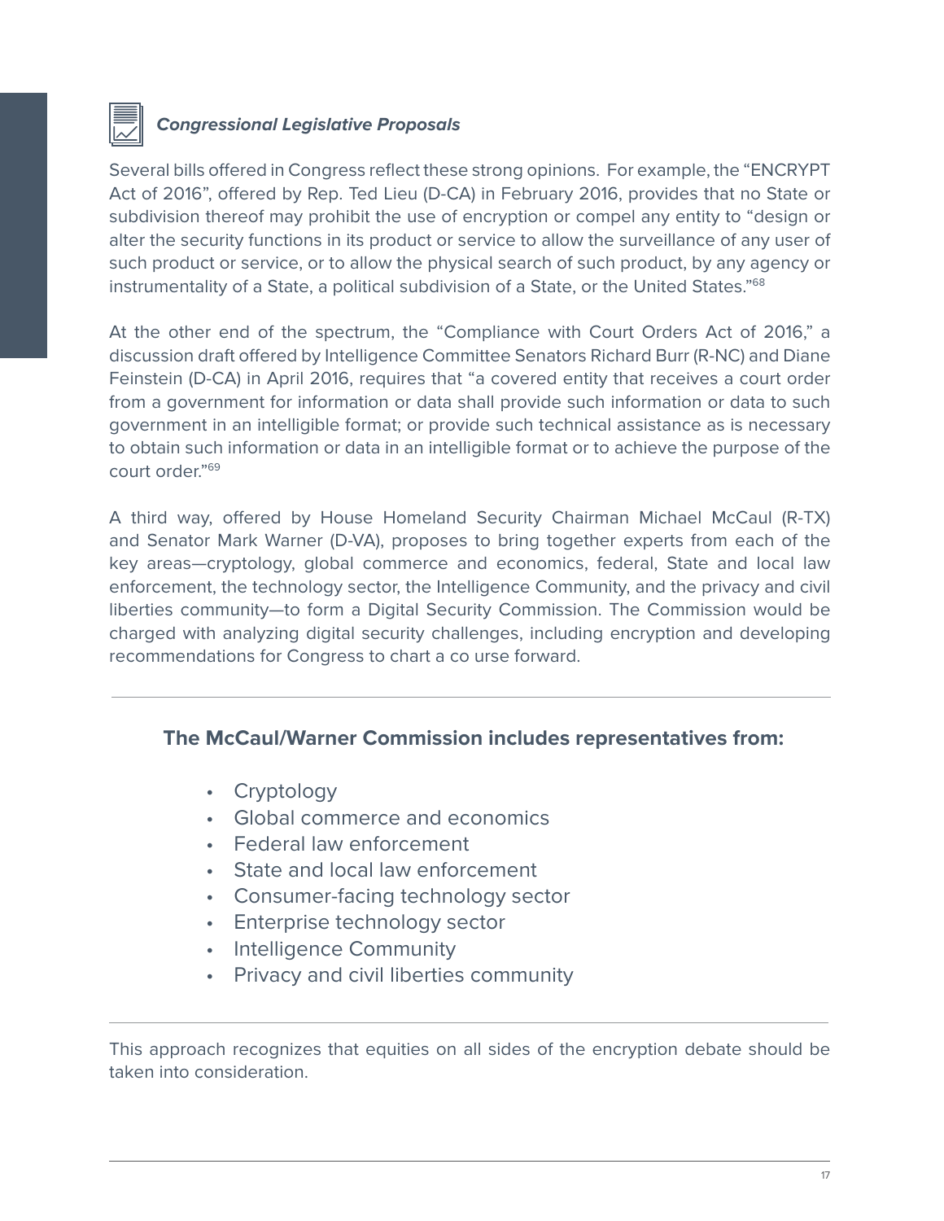### *Congressional Legislative Proposals*

Several bills offered in Congress reflect these strong opinions. For example, the "ENCRYPT Act of 2016", offered by Rep. Ted Lieu (D-CA) in February 2016, provides that no State or subdivision thereof may prohibit the use of encryption or compel any entity to "design or alter the security functions in its product or service to allow the surveillance of any user of such product or service, or to allow the physical search of such product, by any agency or instrumentality of a State, a political subdivision of a State, or the United States."[68]

At the other end of the spectrum, the "Compliance with Court Orders Act of 2016," a discussion draft offered by Intelligence Committee Senators Richard Burr (R-NC) and Diane Feinstein (D-CA) in April 2016, requires that "a covered entity that receives a court order from a government for information or data shall provide such information or data to such government in an intelligible format; or provide such technical assistance as is necessary to obtain such information or data in an intelligible format or to achieve the purpose of the court order."[69]

A third way, offered by House Homeland Security Chairman Michael McCaul (R-TX) and Senator Mark Warner (D-VA), proposes to bring together experts from each of the key areas—cryptology, global commerce and economics, federal, State and local law enforcement, the technology sector, the Intelligence Community, and the privacy and civil liberties community—to form a Digital Security Commission. The Commission would be charged with analyzing digital security challenges, including encryption and developing recommendations for Congress to chart a co urse forward.

---

**The McCaul/Warner Commission includes representatives from:**

- Cryptology
- Global commerce and economics
- Federal law enforcement
- State and local law enforcement
- Consumer-facing technology sector
- Enterprise technology sector
- Intelligence Community
- Privacy and civil liberties community

---

This approach recognizes that equities on all sides of the encryption debate should be taken into consideration.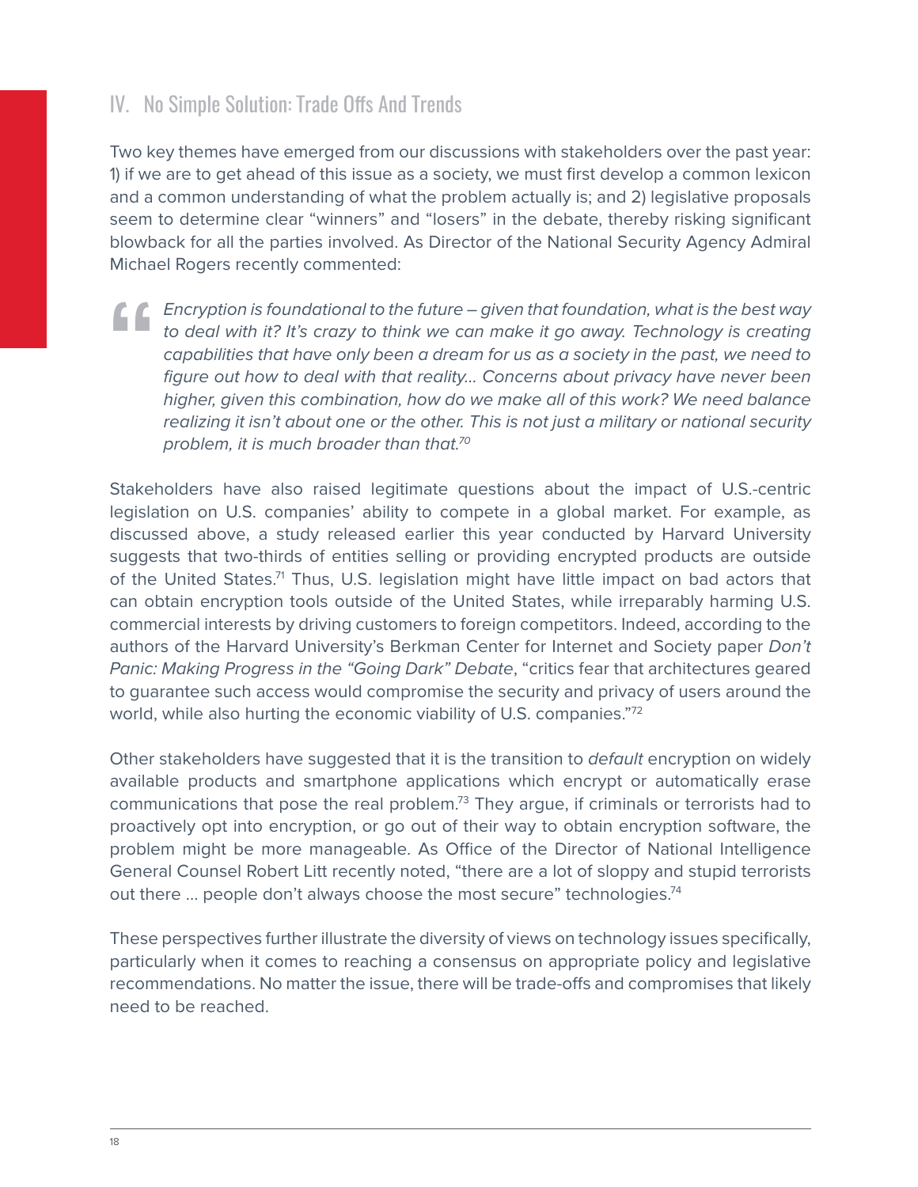## IV. No Simple Solution: Trade Offs And Trends

Two key themes have emerged from our discussions with stakeholders over the past year: 1) if we are to get ahead of this issue as a society, we must first develop a common lexicon and a common understanding of what the problem actually is; and 2) legislative proposals seem to determine clear "winners" and "losers" in the debate, thereby risking significant blowback for all the parties involved. As Director of the National Security Agency Admiral Michael Rogers recently commented:

> *Encryption is foundational to the future – given that foundation, what is the best way to deal with it? It's crazy to think we can make it go away. Technology is creating capabilities that have only been a dream for us as a society in the past, we need to figure out how to deal with that reality... Concerns about privacy have never been higher, given this combination, how do we make all of this work? We need balance realizing it isn't about one or the other. This is not just a military or national security problem, it is much broader than that.*[70]

Stakeholders have also raised legitimate questions about the impact of U.S.-centric legislation on U.S. companies' ability to compete in a global market. For example, as discussed above, a study released earlier this year conducted by Harvard University suggests that two-thirds of entities selling or providing encrypted products are outside of the United States.[71] Thus, U.S. legislation might have little impact on bad actors that can obtain encryption tools outside of the United States, while irreparably harming U.S. commercial interests by driving customers to foreign competitors. Indeed, according to the authors of the Harvard University's Berkman Center for Internet and Society paper *Don't Panic: Making Progress in the "Going Dark" Debate*, "critics fear that architectures geared to guarantee such access would compromise the security and privacy of users around the world, while also hurting the economic viability of U.S. companies."[72]

Other stakeholders have suggested that it is the transition to *default* encryption on widely available products and smartphone applications which encrypt or automatically erase communications that pose the real problem.[73] They argue, if criminals or terrorists had to proactively opt into encryption, or go out of their way to obtain encryption software, the problem might be more manageable. As Office of the Director of National Intelligence General Counsel Robert Litt recently noted, "there are a lot of sloppy and stupid terrorists out there ... people don't always choose the most secure" technologies.[74]

These perspectives further illustrate the diversity of views on technology issues specifically, particularly when it comes to reaching a consensus on appropriate policy and legislative recommendations. No matter the issue, there will be trade-offs and compromises that likely need to be reached.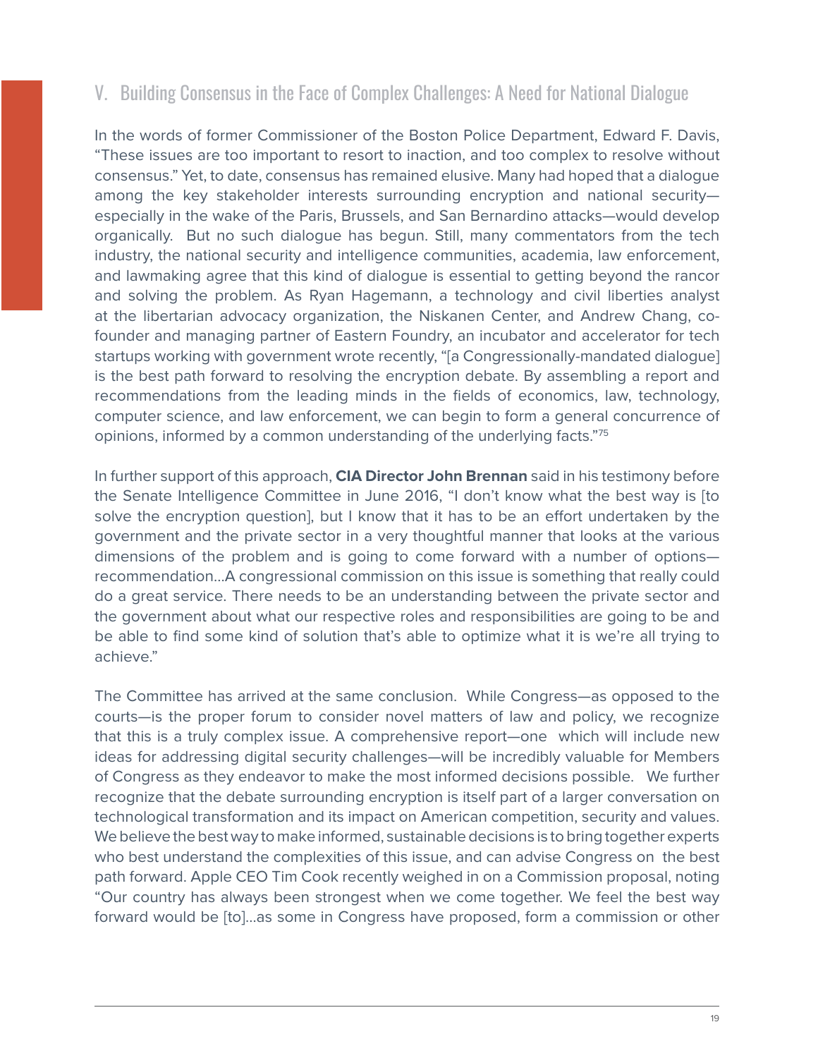## V. Building Consensus in the Face of Complex Challenges: A Need for National Dialogue

In the words of former Commissioner of the Boston Police Department, Edward F. Davis, "These issues are too important to resort to inaction, and too complex to resolve without consensus." Yet, to date, consensus has remained elusive. Many had hoped that a dialogue among the key stakeholder interests surrounding encryption and national security—especially in the wake of the Paris, Brussels, and San Bernardino attacks—would develop organically. But no such dialogue has begun. Still, many commentators from the tech industry, the national security and intelligence communities, academia, law enforcement, and lawmaking agree that this kind of dialogue is essential to getting beyond the rancor and solving the problem. As Ryan Hagemann, a technology and civil liberties analyst at the libertarian advocacy organization, the Niskanen Center, and Andrew Chang, co-founder and managing partner of Eastern Foundry, an incubator and accelerator for tech startups working with government wrote recently, "[a Congressionally-mandated dialogue] is the best path forward to resolving the encryption debate. By assembling a report and recommendations from the leading minds in the fields of economics, law, technology, computer science, and law enforcement, we can begin to form a general concurrence of opinions, informed by a common understanding of the underlying facts."[75]

In further support of this approach, **CIA Director John Brennan** said in his testimony before the Senate Intelligence Committee in June 2016, "I don't know what the best way is [to solve the encryption question], but I know that it has to be an effort undertaken by the government and the private sector in a very thoughtful manner that looks at the various dimensions of the problem and is going to come forward with a number of options—recommendation…A congressional commission on this issue is something that really could do a great service. There needs to be an understanding between the private sector and the government about what our respective roles and responsibilities are going to be and be able to find some kind of solution that's able to optimize what it is we're all trying to achieve."

The Committee has arrived at the same conclusion. While Congress—as opposed to the courts—is the proper forum to consider novel matters of law and policy, we recognize that this is a truly complex issue. A comprehensive report—one which will include new ideas for addressing digital security challenges—will be incredibly valuable for Members of Congress as they endeavor to make the most informed decisions possible. We further recognize that the debate surrounding encryption is itself part of a larger conversation on technological transformation and its impact on American competition, security and values. We believe the best way to make informed, sustainable decisions is to bring together experts who best understand the complexities of this issue, and can advise Congress on the best path forward. Apple CEO Tim Cook recently weighed in on a Commission proposal, noting "Our country has always been strongest when we come together. We feel the best way forward would be [to]…as some in Congress have proposed, form a commission or other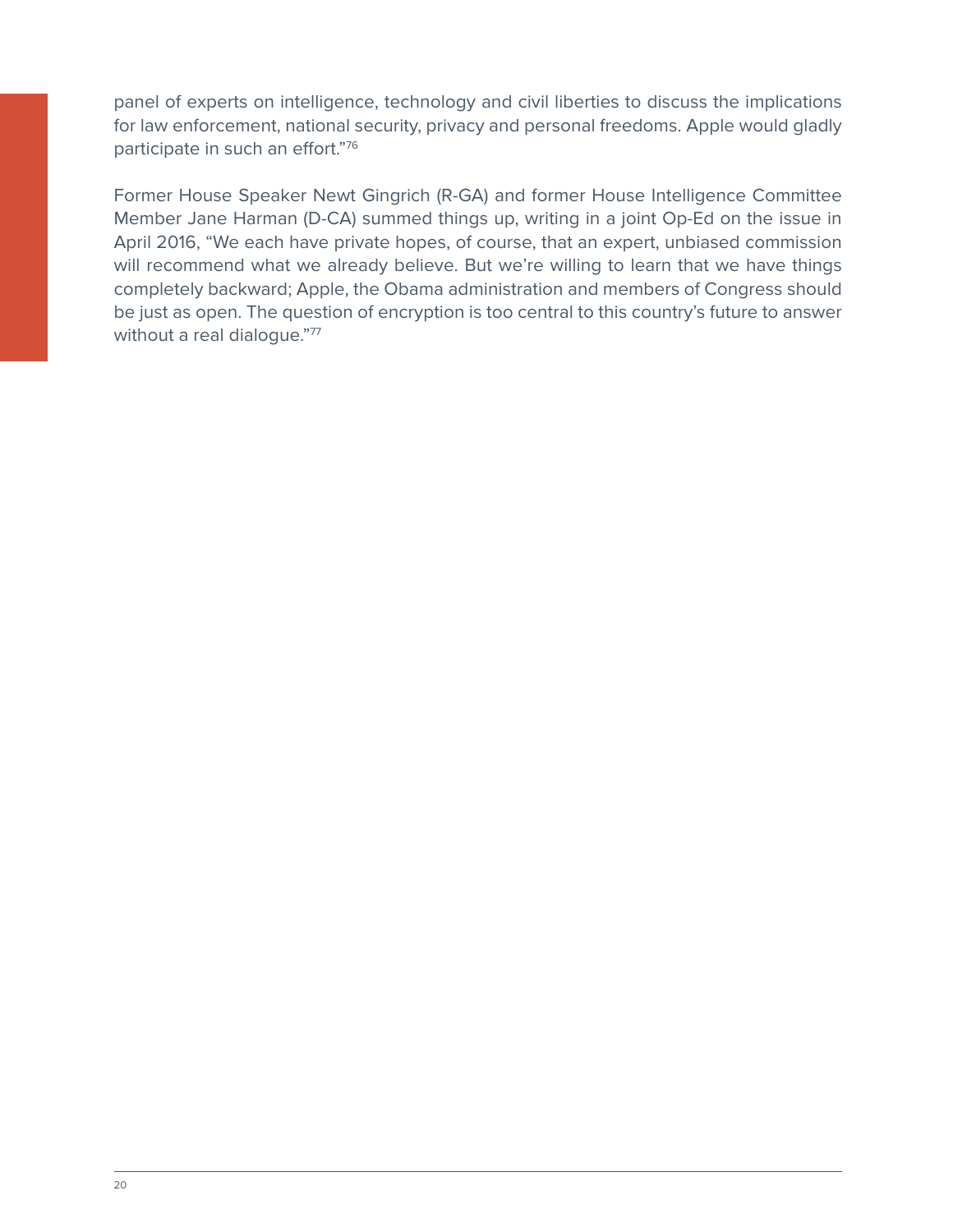panel of experts on intelligence, technology and civil liberties to discuss the implications for law enforcement, national security, privacy and personal freedoms. Apple would gladly participate in such an effort."[76]

Former House Speaker Newt Gingrich (R-GA) and former House Intelligence Committee Member Jane Harman (D-CA) summed things up, writing in a joint Op-Ed on the issue in April 2016, "We each have private hopes, of course, that an expert, unbiased commission will recommend what we already believe. But we're willing to learn that we have things completely backward; Apple, the Obama administration and members of Congress should be just as open. The question of encryption is too central to this country's future to answer without a real dialogue."[77]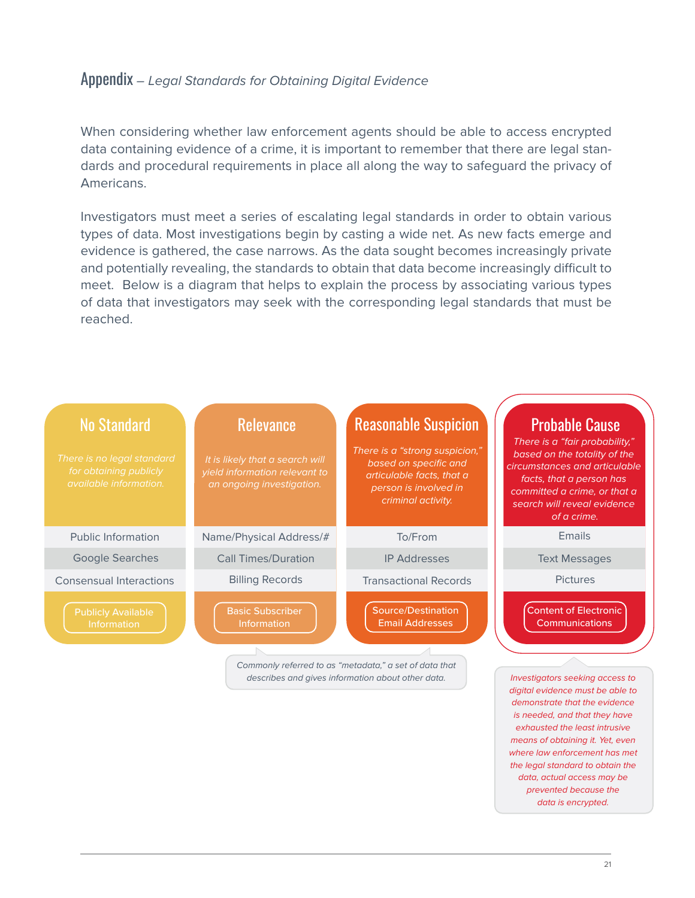## Appendix – *Legal Standards for Obtaining Digital Evidence*

When considering whether law enforcement agents should be able to access encrypted data containing evidence of a crime, it is important to remember that there are legal standards and procedural requirements in place all along the way to safeguard the privacy of Americans.

Investigators must meet a series of escalating legal standards in order to obtain various types of data. Most investigations begin by casting a wide net. As new facts emerge and evidence is gathered, the case narrows. As the data sought becomes increasingly private and potentially revealing, the standards to obtain that data become increasingly difficult to meet. Below is a diagram that helps to explain the process by associating various types of data that investigators may seek with the corresponding legal standards that must be reached.

| No Standard | Relevance | Reasonable Suspicion | Probable Cause |
|---|---|---|---|
| *There is no legal standard for obtaining publicly available information.* | *It is likely that a search will yield information relevant to an ongoing investigation.* | *There is a "strong suspicion," based on specific and articulable facts, that a person is involved in criminal activity.* | *There is a "fair probability," based on the totality of the circumstances and articulable facts, that a person has committed a crime, or that a search will reveal evidence of a crime.* |
| Public Information | Name/Physical Address/# | To/From | Emails |
| Google Searches | Call Times/Duration | IP Addresses | Text Messages |
| Consensual Interactions | Billing Records | Transactional Records | Pictures |
| Publicly Available Information | Basic Subscriber Information | Source/Destination Email Addresses | Content of Electronic Communications |

*Commonly referred to as "metadata," a set of data that describes and gives information about other data.*

*Investigators seeking access to digital evidence must be able to demonstrate that the evidence is needed, and that they have exhausted the least intrusive means of obtaining it. Yet, even where law enforcement has met the legal standard to obtain the data, actual access may be prevented because the data is encrypted.*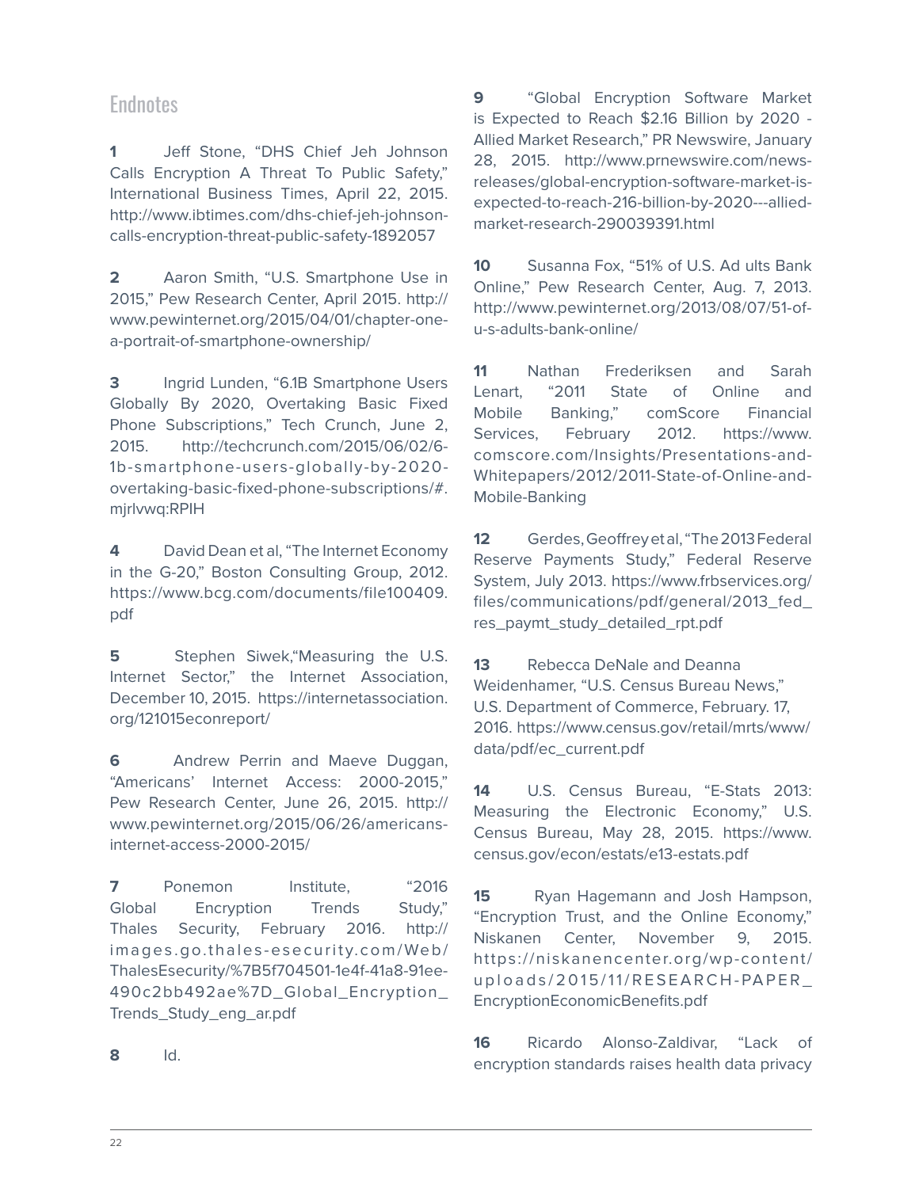## Endnotes

**1** Jeff Stone, "DHS Chief Jeh Johnson Calls Encryption A Threat To Public Safety," International Business Times, April 22, 2015. http://www.ibtimes.com/dhs-chief-jeh-johnson-calls-encryption-threat-public-safety-1892057

**2** Aaron Smith, "U.S. Smartphone Use in 2015," Pew Research Center, April 2015. http://www.pewinternet.org/2015/04/01/chapter-one-a-portrait-of-smartphone-ownership/

**3** Ingrid Lunden, "6.1B Smartphone Users Globally By 2020, Overtaking Basic Fixed Phone Subscriptions," Tech Crunch, June 2, 2015. http://techcrunch.com/2015/06/02/6-1b-smartphone-users-globally-by-2020-overtaking-basic-fixed-phone-subscriptions/#.mjrlvwq:RPIH

**4** David Dean et al, "The Internet Economy in the G-20," Boston Consulting Group, 2012. https://www.bcg.com/documents/file100409.pdf

**5** Stephen Siwek,"Measuring the U.S. Internet Sector," the Internet Association, December 10, 2015. https://internetassociation.org/121015econreport/

**6** Andrew Perrin and Maeve Duggan, "Americans' Internet Access: 2000-2015," Pew Research Center, June 26, 2015. http://www.pewinternet.org/2015/06/26/americans-internet-access-2000-2015/

**7** Ponemon Institute, "2016 Global Encryption Trends Study," Thales Security, February 2016. http://images.go.thales-esecurity.com/Web/ThalesEsecurity/%7B5f704501-1e4f-41a8-91ee-490c2bb492ae%7D_Global_Encryption_Trends_Study_eng_ar.pdf

**8** Id.

**9** "Global Encryption Software Market is Expected to Reach $2.16 Billion by 2020 - Allied Market Research," PR Newswire, January 28, 2015. http://www.prnewswire.com/news-releases/global-encryption-software-market-is-expected-to-reach-216-billion-by-2020---allied-market-research-290039391.html

**10** Susanna Fox, "51% of U.S. Ad ults Bank Online," Pew Research Center, Aug. 7, 2013. http://www.pewinternet.org/2013/08/07/51-of-u-s-adults-bank-online/

**11** Nathan Frederiksen and Sarah Lenart, "2011 State of Online and Mobile Banking," comScore Financial Services, February 2012. https://www.comscore.com/Insights/Presentations-and-Whitepapers/2012/2011-State-of-Online-and-Mobile-Banking

**12** Gerdes, Geoffrey et al, "The 2013 Federal Reserve Payments Study," Federal Reserve System, July 2013. https://www.frbservices.org/files/communications/pdf/general/2013_fed_res_paymt_study_detailed_rpt.pdf

**13** Rebecca DeNale and Deanna Weidenhamer, "U.S. Census Bureau News," U.S. Department of Commerce, February. 17, 2016. https://www.census.gov/retail/mrts/www/data/pdf/ec_current.pdf

**14** U.S. Census Bureau, "E-Stats 2013: Measuring the Electronic Economy," U.S. Census Bureau, May 28, 2015. https://www.census.gov/econ/estats/e13-estats.pdf

**15** Ryan Hagemann and Josh Hampson, "Encryption Trust, and the Online Economy," Niskanen Center, November 9, 2015. https://niskanencenter.org/wp-content/uploads/2015/11/RESEARCH-PAPER_EncryptionEconomicBenefits.pdf

**16** Ricardo Alonso-Zaldivar, "Lack of encryption standards raises health data privacy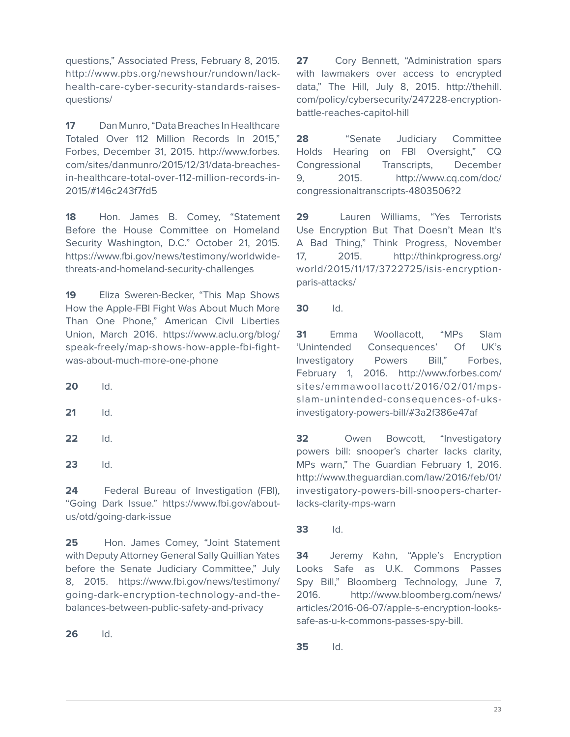questions," Associated Press, February 8, 2015. http://www.pbs.org/newshour/rundown/lack-health-care-cyber-security-standards-raises-questions/

**17** Dan Munro, "Data Breaches In Healthcare Totaled Over 112 Million Records In 2015," Forbes, December 31, 2015. http://www.forbes.com/sites/danmunro/2015/12/31/data-breaches-in-healthcare-total-over-112-million-records-in-2015/#146c243f7fd5

**18** Hon. James B. Comey, "Statement Before the House Committee on Homeland Security Washington, D.C." October 21, 2015. https://www.fbi.gov/news/testimony/worldwide-threats-and-homeland-security-challenges

**19** Eliza Sweren-Becker, "This Map Shows How the Apple-FBI Fight Was About Much More Than One Phone," American Civil Liberties Union, March 2016. https://www.aclu.org/blog/speak-freely/map-shows-how-apple-fbi-fight-was-about-much-more-one-phone

**20** Id.

**21** Id.

**22** Id.

**23** Id.

**24** Federal Bureau of Investigation (FBI), "Going Dark Issue." https://www.fbi.gov/about-us/otd/going-dark-issue

**25** Hon. James Comey, "Joint Statement with Deputy Attorney General Sally Quillian Yates before the Senate Judiciary Committee," July 8, 2015. https://www.fbi.gov/news/testimony/going-dark-encryption-technology-and-the-balances-between-public-safety-and-privacy

**26** Id.

**27** Cory Bennett, "Administration spars with lawmakers over access to encrypted data," The Hill, July 8, 2015. http://thehill.com/policy/cybersecurity/247228-encryption-battle-reaches-capitol-hill

**28** "Senate Judiciary Committee Holds Hearing on FBI Oversight," CQ Congressional Transcripts, December 9, 2015. http://www.cq.com/doc/congressionaltranscripts-4803506?2

**29** Lauren Williams, "Yes Terrorists Use Encryption But That Doesn't Mean It's A Bad Thing," Think Progress, November 17, 2015. http://thinkprogress.org/world/2015/11/17/3722725/isis-encryption-paris-attacks/

**30** Id.

**31** Emma Woollacott, "MPs Slam 'Unintended Consequences' Of UK's Investigatory Powers Bill," Forbes, February 1, 2016. http://www.forbes.com/sites/emmawoollacott/2016/02/01/mps-slam-unintended-consequences-of-uks-investigatory-powers-bill/#3a2f386e47af

**32** Owen Bowcott, "Investigatory powers bill: snooper's charter lacks clarity, MPs warn," The Guardian February 1, 2016. http://www.theguardian.com/law/2016/feb/01/investigatory-powers-bill-snoopers-charter-lacks-clarity-mps-warn

**33** Id.

**34** Jeremy Kahn, "Apple's Encryption Looks Safe as U.K. Commons Passes Spy Bill," Bloomberg Technology, June 7, 2016. http://www.bloomberg.com/news/articles/2016-06-07/apple-s-encryption-looks-safe-as-u-k-commons-passes-spy-bill.

**35** Id.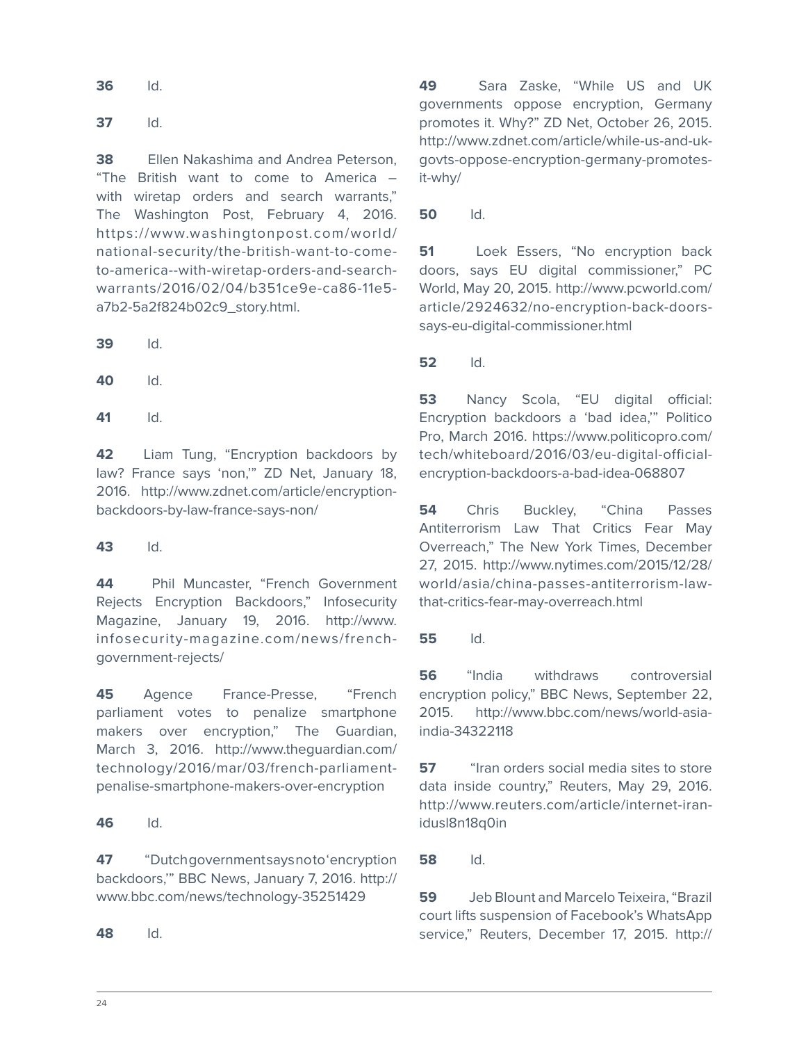**36** Id.

**37** Id.

**38** Ellen Nakashima and Andrea Peterson, "The British want to come to America – with wiretap orders and search warrants," The Washington Post, February 4, 2016. https://www.washingtonpost.com/world/national-security/the-british-want-to-come-to-america--with-wiretap-orders-and-search-warrants/2016/02/04/b351ce9e-ca86-11e5-a7b2-5a2f824b02c9_story.html.

**39** Id.

**40** Id.

**41** Id.

**42** Liam Tung, "Encryption backdoors by law? France says 'non,'" ZD Net, January 18, 2016. http://www.zdnet.com/article/encryption-backdoors-by-law-france-says-non/

**43** Id.

**44** Phil Muncaster, "French Government Rejects Encryption Backdoors," Infosecurity Magazine, January 19, 2016. http://www.infosecurity-magazine.com/news/french-government-rejects/

**45** Agence France-Presse, "French parliament votes to penalize smartphone makers over encryption," The Guardian, March 3, 2016. http://www.theguardian.com/technology/2016/mar/03/french-parliament-penalise-smartphone-makers-over-encryption

**46** Id.

**47** "Dutch government says no to 'encryption backdoors,'" BBC News, January 7, 2016. http://www.bbc.com/news/technology-35251429

**48** Id.

**49** Sara Zaske, "While US and UK governments oppose encryption, Germany promotes it. Why?" ZD Net, October 26, 2015. http://www.zdnet.com/article/while-us-and-uk-govts-oppose-encryption-germany-promotes-it-why/

**50** Id.

**51** Loek Essers, "No encryption back doors, says EU digital commissioner," PC World, May 20, 2015. http://www.pcworld.com/article/2924632/no-encryption-back-doors-says-eu-digital-commissioner.html

**52** Id.

**53** Nancy Scola, "EU digital official: Encryption backdoors a 'bad idea,'" Politico Pro, March 2016. https://www.politicopro.com/tech/whiteboard/2016/03/eu-digital-official-encryption-backdoors-a-bad-idea-068807

**54** Chris Buckley, "China Passes Antiterrorism Law That Critics Fear May Overreach," The New York Times, December 27, 2015. http://www.nytimes.com/2015/12/28/world/asia/china-passes-antiterrorism-law-that-critics-fear-may-overreach.html

**55** Id.

**56** "India withdraws controversial encryption policy," BBC News, September 22, 2015. http://www.bbc.com/news/world-asia-india-34322118

**57** "Iran orders social media sites to store data inside country," Reuters, May 29, 2016. http://www.reuters.com/article/internet-iran-idusl8n18q0in

**58** Id.

**59** Jeb Blount and Marcelo Teixeira, "Brazil court lifts suspension of Facebook's WhatsApp service," Reuters, December 17, 2015. http://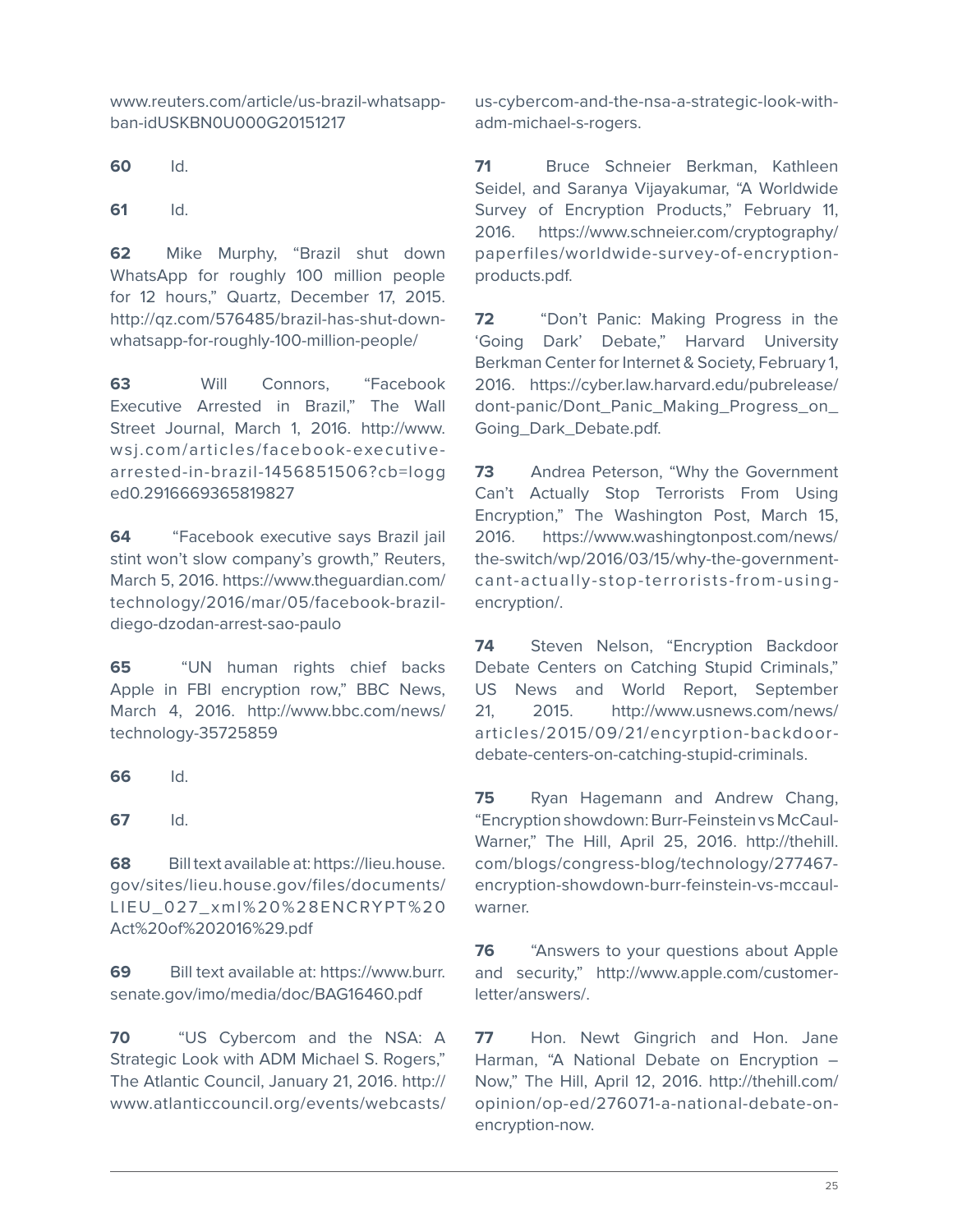www.reuters.com/article/us-brazil-whatsapp-ban-idUSKBN0U000G20151217

**60** Id.

**61** Id.

**62** Mike Murphy, "Brazil shut down WhatsApp for roughly 100 million people for 12 hours," Quartz, December 17, 2015. http://qz.com/576485/brazil-has-shut-down-whatsapp-for-roughly-100-million-people/

**63** Will Connors, "Facebook Executive Arrested in Brazil," The Wall Street Journal, March 1, 2016. http://www.wsj.com/articles/facebook-executive-arrested-in-brazil-1456851506?cb=logged0.2916669365819827

**64** "Facebook executive says Brazil jail stint won't slow company's growth," Reuters, March 5, 2016. https://www.theguardian.com/technology/2016/mar/05/facebook-brazil-diego-dzodan-arrest-sao-paulo

**65** "UN human rights chief backs Apple in FBI encryption row," BBC News, March 4, 2016. http://www.bbc.com/news/technology-35725859

**66** Id.

**67** Id.

**68** Bill text available at: https://lieu.house.gov/sites/lieu.house.gov/files/documents/LIEU_027_xml%20%28ENCRYPT%20Act%20of%202016%29.pdf

**69** Bill text available at: https://www.burr.senate.gov/imo/media/doc/BAG16460.pdf

**70** "US Cybercom and the NSA: A Strategic Look with ADM Michael S. Rogers," The Atlantic Council, January 21, 2016. http://www.atlanticcouncil.org/events/webcasts/us-cybercom-and-the-nsa-a-strategic-look-with-adm-michael-s-rogers.

**71** Bruce Schneier Berkman, Kathleen Seidel, and Saranya Vijayakumar, "A Worldwide Survey of Encryption Products," February 11, 2016. https://www.schneier.com/cryptography/paperfiles/worldwide-survey-of-encryption-products.pdf.

**72** "Don't Panic: Making Progress in the 'Going Dark' Debate," Harvard University Berkman Center for Internet & Society, February 1, 2016. https://cyber.law.harvard.edu/pubrelease/dont-panic/Dont_Panic_Making_Progress_on_Going_Dark_Debate.pdf.

**73** Andrea Peterson, "Why the Government Can't Actually Stop Terrorists From Using Encryption," The Washington Post, March 15, 2016. https://www.washingtonpost.com/news/the-switch/wp/2016/03/15/why-the-government-cant-actually-stop-terrorists-from-using-encryption/.

**74** Steven Nelson, "Encryption Backdoor Debate Centers on Catching Stupid Criminals," US News and World Report, September 21, 2015. http://www.usnews.com/news/articles/2015/09/21/encyrption-backdoor-debate-centers-on-catching-stupid-criminals.

**75** Ryan Hagemann and Andrew Chang, "Encryption showdown: Burr-Feinstein vs McCaul-Warner," The Hill, April 25, 2016. http://thehill.com/blogs/congress-blog/technology/277467-encryption-showdown-burr-feinstein-vs-mccaul-warner.

**76** "Answers to your questions about Apple and security," http://www.apple.com/customer-letter/answers/.

**77** Hon. Newt Gingrich and Hon. Jane Harman, "A National Debate on Encryption – Now," The Hill, April 12, 2016. http://thehill.com/opinion/op-ed/276071-a-national-debate-on-encryption-now.